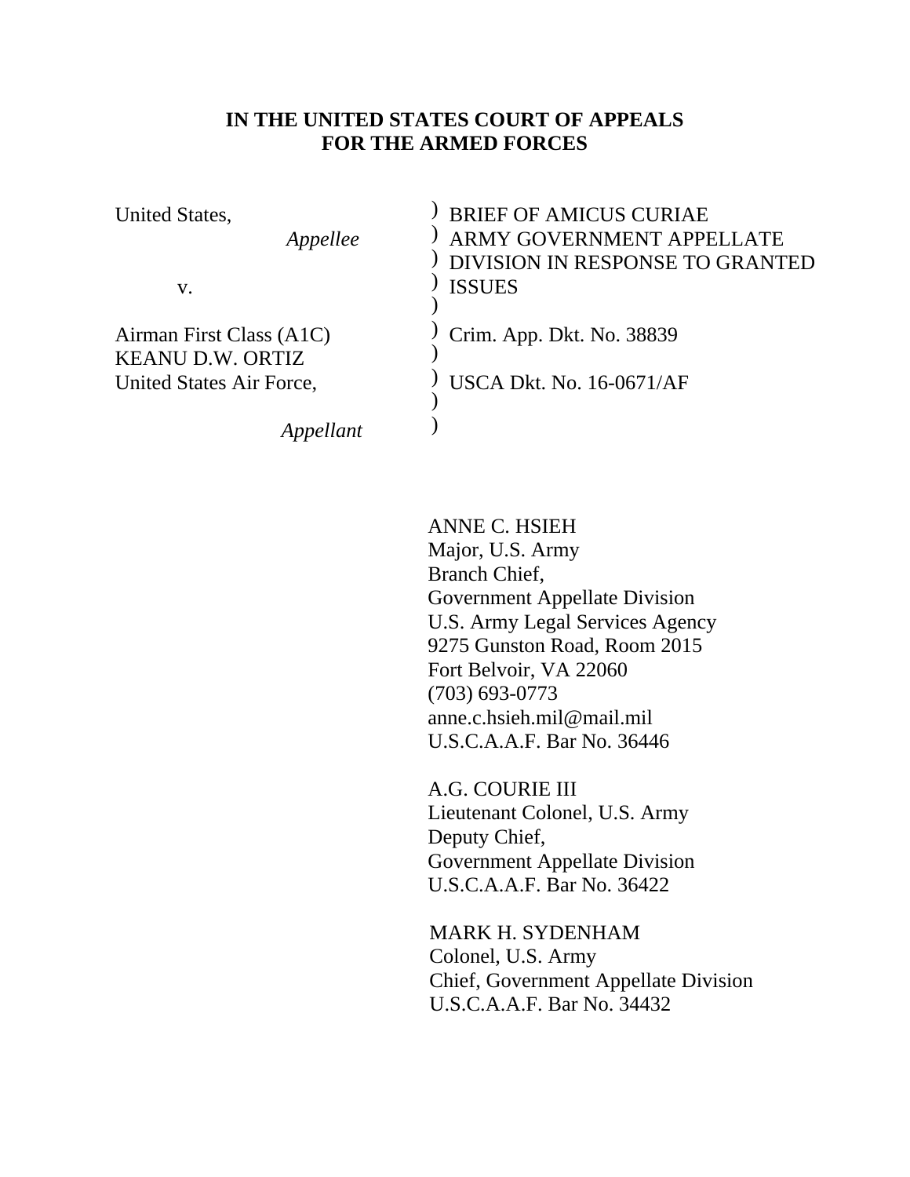**IN THE UNITED STATES COURT OF APPEALS**
**FOR THE ARMED FORCES**

| | |
|---|---|
| United States,<br>*Appellee*<br><br>v.<br><br>Airman First Class (A1C)<br>KEANU D.W. ORTIZ<br>United States Air Force,<br><br>*Appellant* | BRIEF OF AMICUS CURIAE<br>ARMY GOVERNMENT APPELLATE<br>DIVISION IN RESPONSE TO GRANTED<br>ISSUES<br><br>Crim. App. Dkt. No. 38839<br><br>USCA Dkt. No. 16-0671/AF |

ANNE C. HSIEH
Major, U.S. Army
Branch Chief,
Government Appellate Division
U.S. Army Legal Services Agency
9275 Gunston Road, Room 2015
Fort Belvoir, VA 22060
(703) 693-0773
anne.c.hsieh.mil@mail.mil
U.S.C.A.A.F. Bar No. 36446

A.G. COURIE III
Lieutenant Colonel, U.S. Army
Deputy Chief,
Government Appellate Division
U.S.C.A.A.F. Bar No. 36422

MARK H. SYDENHAM
Colonel, U.S. Army
Chief, Government Appellate Division
U.S.C.A.A.F. Bar No. 34432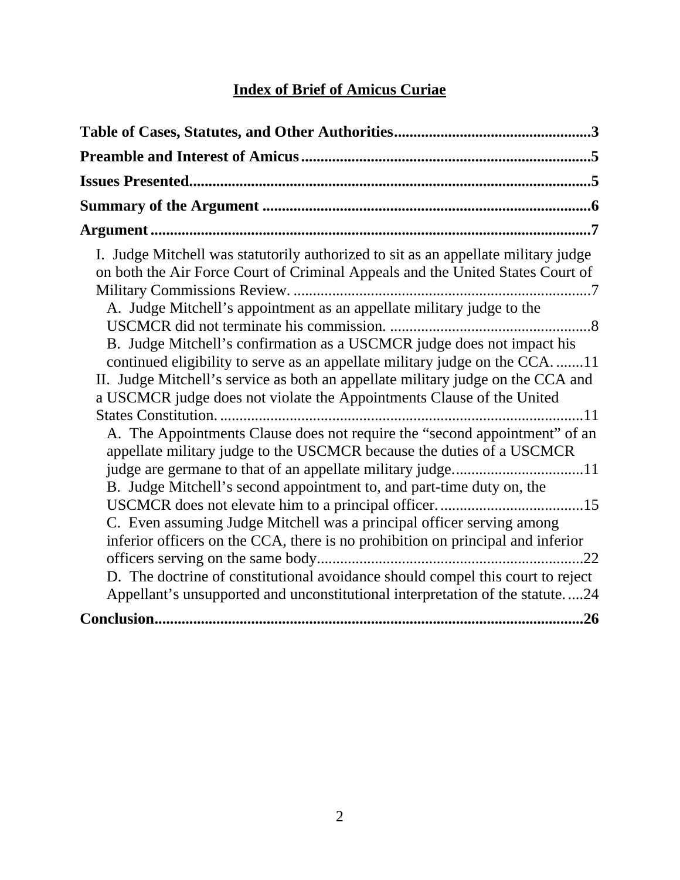## Index of Brief of Amicus Curiae

**Table of Cases, Statutes, and Other Authorities**..................................................3

**Preamble and Interest of Amicus**..........................................................................5

**Issues Presented**......................................................................................................5

**Summary of the Argument**....................................................................................6

**Argument**.................................................................................................................7

I. Judge Mitchell was statutorily authorized to sit as an appellate military judge on both the Air Force Court of Criminal Appeals and the United States Court of Military Commissions Review. .............................................................................7

A. Judge Mitchell's appointment as an appellate military judge to the USCMCR did not terminate his commission. ....................................................8

B. Judge Mitchell's confirmation as a USCMCR judge does not impact his continued eligibility to serve as an appellate military judge on the CCA. .......11

II. Judge Mitchell's service as both an appellate military judge on the CCA and a USCMCR judge does not violate the Appointments Clause of the United States Constitution. ..............................................................................................11

A. The Appointments Clause does not require the "second appointment" of an appellate military judge to the USCMCR because the duties of a USCMCR judge are germane to that of an appellate military judge..................................11

B. Judge Mitchell's second appointment to, and part-time duty on, the USCMCR does not elevate him to a principal officer. .....................................15

C. Even assuming Judge Mitchell was a principal officer serving among inferior officers on the CCA, there is no prohibition on principal and inferior officers serving on the same body....................................................................22

D. The doctrine of constitutional avoidance should compel this court to reject Appellant's unsupported and unconstitutional interpretation of the statute. ....24

**Conclusion**..............................................................................................................26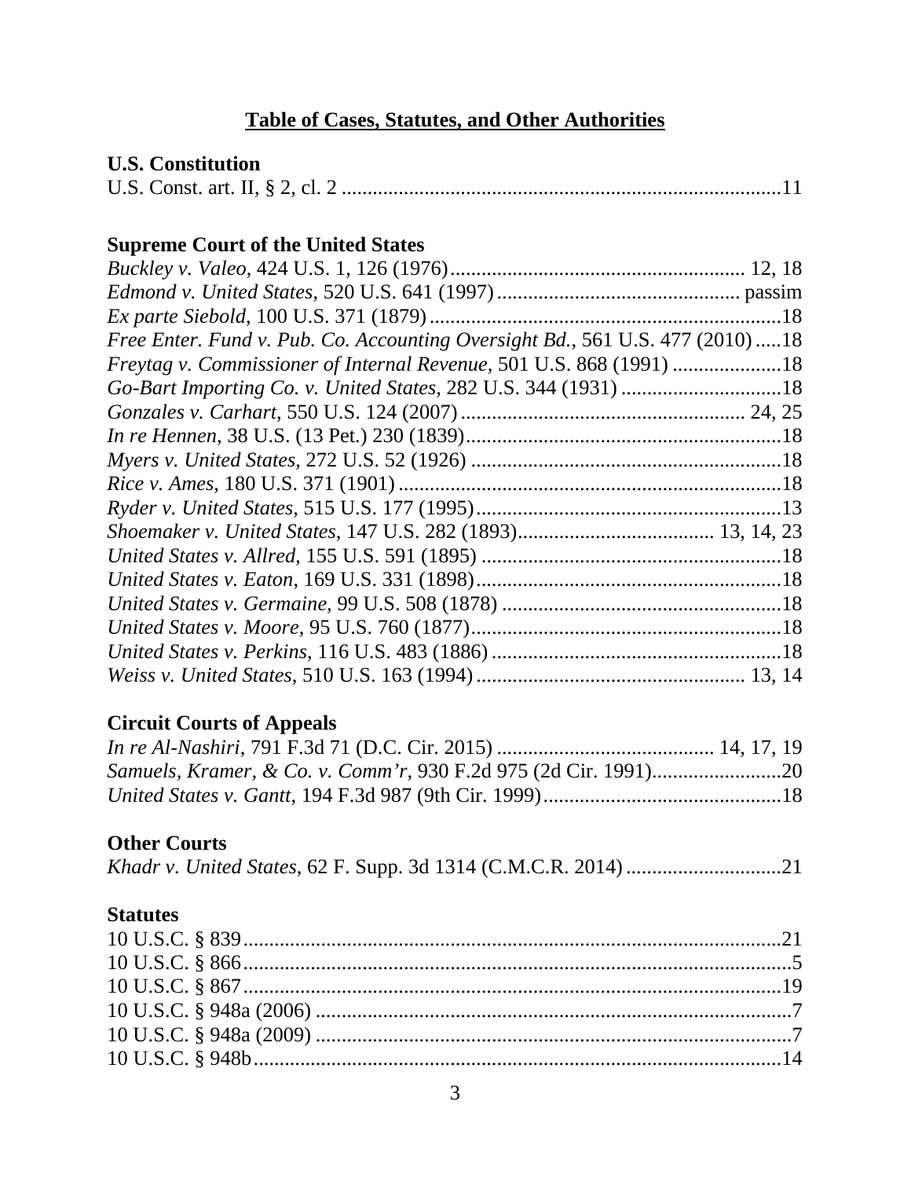## Table of Cases, Statutes, and Other Authorities

### U.S. Constitution

U.S. Const. art. II, § 2, cl. 2 .......... 11

### Supreme Court of the United States

*Buckley v. Valeo*, 424 U.S. 1, 126 (1976) .......... 12, 18
*Edmond v. United States*, 520 U.S. 641 (1997) .......... passim
*Ex parte Siebold*, 100 U.S. 371 (1879) .......... 18
*Free Enter. Fund v. Pub. Co. Accounting Oversight Bd.*, 561 U.S. 477 (2010) .......... 18
*Freytag v. Commissioner of Internal Revenue*, 501 U.S. 868 (1991) .......... 18
*Go-Bart Importing Co. v. United States*, 282 U.S. 344 (1931) .......... 18
*Gonzales v. Carhart*, 550 U.S. 124 (2007) .......... 24, 25
*In re Hennen*, 38 U.S. (13 Pet.) 230 (1839) .......... 18
*Myers v. United States*, 272 U.S. 52 (1926) .......... 18
*Rice v. Ames*, 180 U.S. 371 (1901) .......... 18
*Ryder v. United States*, 515 U.S. 177 (1995) .......... 13
*Shoemaker v. United States*, 147 U.S. 282 (1893) .......... 13, 14, 23
*United States v. Allred*, 155 U.S. 591 (1895) .......... 18
*United States v. Eaton*, 169 U.S. 331 (1898) .......... 18
*United States v. Germaine*, 99 U.S. 508 (1878) .......... 18
*United States v. Moore*, 95 U.S. 760 (1877) .......... 18
*United States v. Perkins*, 116 U.S. 483 (1886) .......... 18
*Weiss v. United States*, 510 U.S. 163 (1994) .......... 13, 14

### Circuit Courts of Appeals

*In re Al-Nashiri*, 791 F.3d 71 (D.C. Cir. 2015) .......... 14, 17, 19
*Samuels, Kramer, & Co. v. Comm'r*, 930 F.2d 975 (2d Cir. 1991) .......... 20
*United States v. Gantt*, 194 F.3d 987 (9th Cir. 1999) .......... 18

### Other Courts

*Khadr v. United States*, 62 F. Supp. 3d 1314 (C.M.C.R. 2014) .......... 21

### Statutes

10 U.S.C. § 839 .......... 21
10 U.S.C. § 866 .......... 5
10 U.S.C. § 867 .......... 19
10 U.S.C. § 948a (2006) .......... 7
10 U.S.C. § 948a (2009) .......... 7
10 U.S.C. § 948b .......... 14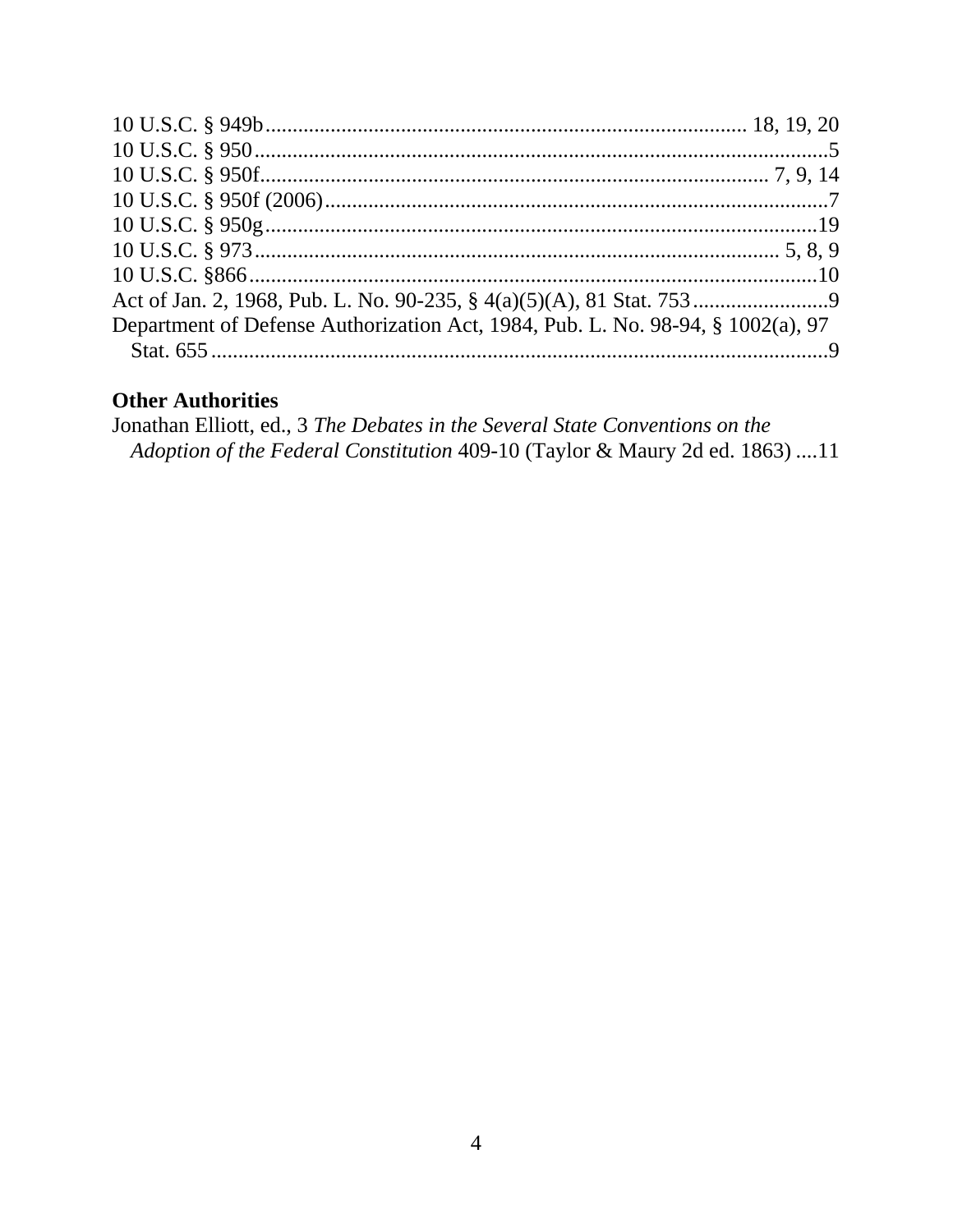10 U.S.C. § 949b...................................................................................... 18, 19, 20
10 U.S.C. § 950..........................................................................................................5
10 U.S.C. § 950f........................................................................................... 7, 9, 14
10 U.S.C. § 950f (2006).............................................................................................7
10 U.S.C. § 950g......................................................................................................19
10 U.S.C. § 973............................................................................................. 5, 8, 9
10 U.S.C. §866..........................................................................................................10
Act of Jan. 2, 1968, Pub. L. No. 90-235, § 4(a)(5)(A), 81 Stat. 753.........................9
Department of Defense Authorization Act, 1984, Pub. L. No. 98-94, § 1002(a), 97 Stat. 655.................................................................................................................9

**Other Authorities**

Jonathan Elliott, ed., 3 *The Debates in the Several State Conventions on the Adoption of the Federal Constitution* 409-10 (Taylor & Maury 2d ed. 1863) ....11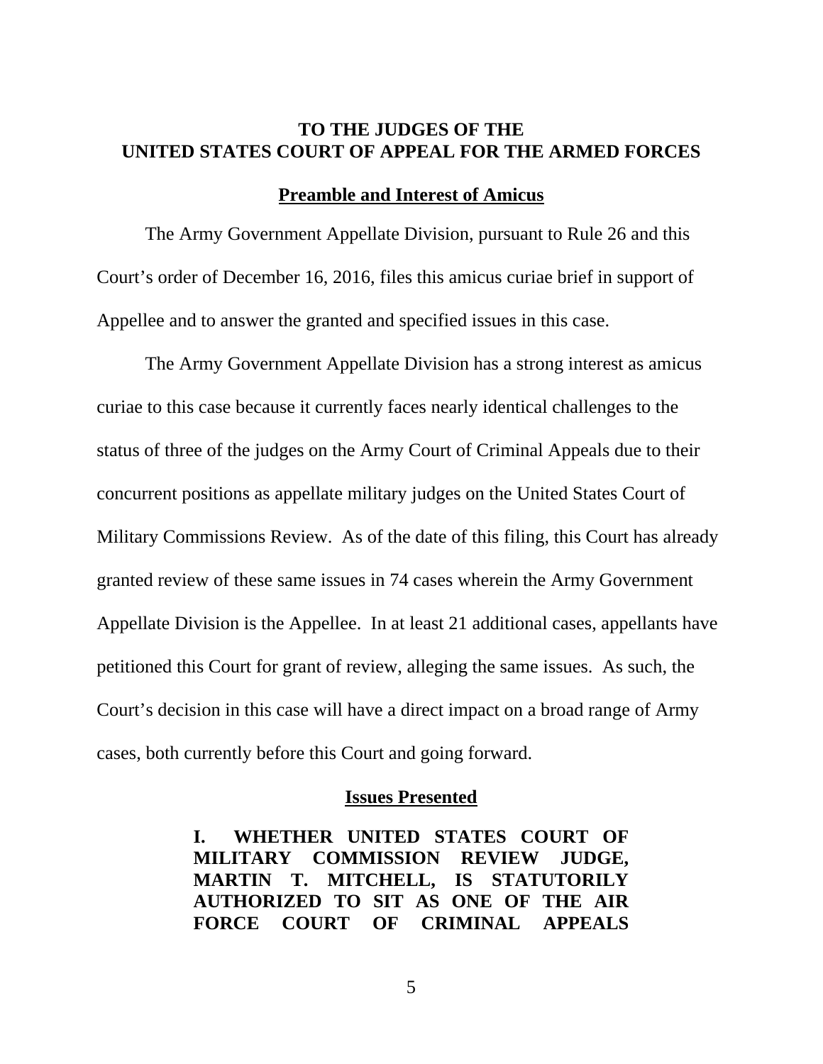**TO THE JUDGES OF THE**
**UNITED STATES COURT OF APPEAL FOR THE ARMED FORCES**

## Preamble and Interest of Amicus

The Army Government Appellate Division, pursuant to Rule 26 and this Court's order of December 16, 2016, files this amicus curiae brief in support of Appellee and to answer the granted and specified issues in this case.

The Army Government Appellate Division has a strong interest as amicus curiae to this case because it currently faces nearly identical challenges to the status of three of the judges on the Army Court of Criminal Appeals due to their concurrent positions as appellate military judges on the United States Court of Military Commissions Review. As of the date of this filing, this Court has already granted review of these same issues in 74 cases wherein the Army Government Appellate Division is the Appellee. In at least 21 additional cases, appellants have petitioned this Court for grant of review, alleging the same issues. As such, the Court's decision in this case will have a direct impact on a broad range of Army cases, both currently before this Court and going forward.

## Issues Presented

**I. WHETHER UNITED STATES COURT OF MILITARY COMMISSION REVIEW JUDGE, MARTIN T. MITCHELL, IS STATUTORILY AUTHORIZED TO SIT AS ONE OF THE AIR FORCE COURT OF CRIMINAL APPEALS**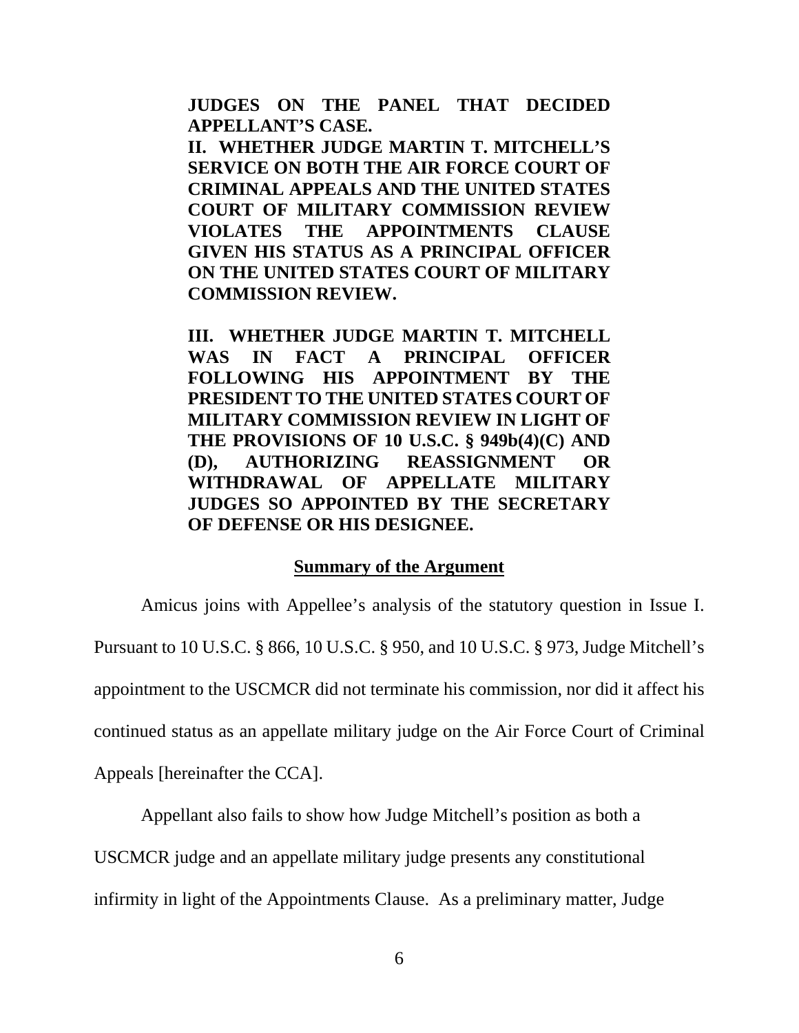**JUDGES ON THE PANEL THAT DECIDED APPELLANT'S CASE.**

**II. WHETHER JUDGE MARTIN T. MITCHELL'S SERVICE ON BOTH THE AIR FORCE COURT OF CRIMINAL APPEALS AND THE UNITED STATES COURT OF MILITARY COMMISSION REVIEW VIOLATES THE APPOINTMENTS CLAUSE GIVEN HIS STATUS AS A PRINCIPAL OFFICER ON THE UNITED STATES COURT OF MILITARY COMMISSION REVIEW.**

**III. WHETHER JUDGE MARTIN T. MITCHELL WAS IN FACT A PRINCIPAL OFFICER FOLLOWING HIS APPOINTMENT BY THE PRESIDENT TO THE UNITED STATES COURT OF MILITARY COMMISSION REVIEW IN LIGHT OF THE PROVISIONS OF 10 U.S.C. § 949b(4)(C) AND (D), AUTHORIZING REASSIGNMENT OR WITHDRAWAL OF APPELLATE MILITARY JUDGES SO APPOINTED BY THE SECRETARY OF DEFENSE OR HIS DESIGNEE.**

## Summary of the Argument

Amicus joins with Appellee's analysis of the statutory question in Issue I. Pursuant to 10 U.S.C. § 866, 10 U.S.C. § 950, and 10 U.S.C. § 973, Judge Mitchell's appointment to the USCMCR did not terminate his commission, nor did it affect his continued status as an appellate military judge on the Air Force Court of Criminal Appeals [hereinafter the CCA].

Appellant also fails to show how Judge Mitchell's position as both a USCMCR judge and an appellate military judge presents any constitutional infirmity in light of the Appointments Clause. As a preliminary matter, Judge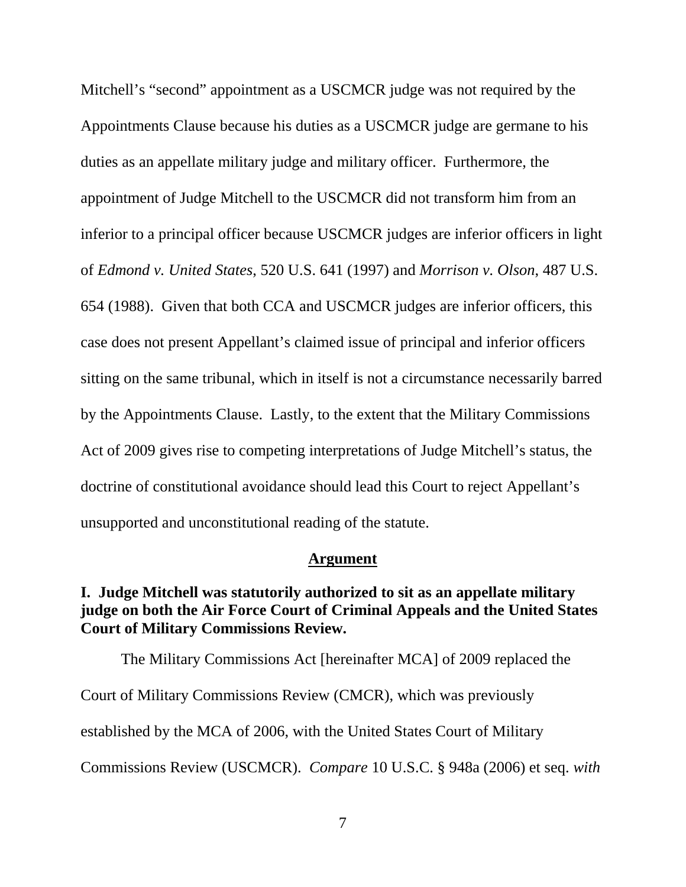Mitchell's "second" appointment as a USCMCR judge was not required by the Appointments Clause because his duties as a USCMCR judge are germane to his duties as an appellate military judge and military officer. Furthermore, the appointment of Judge Mitchell to the USCMCR did not transform him from an inferior to a principal officer because USCMCR judges are inferior officers in light of *Edmond v. United States*, 520 U.S. 641 (1997) and *Morrison v. Olson*, 487 U.S. 654 (1988). Given that both CCA and USCMCR judges are inferior officers, this case does not present Appellant's claimed issue of principal and inferior officers sitting on the same tribunal, which in itself is not a circumstance necessarily barred by the Appointments Clause. Lastly, to the extent that the Military Commissions Act of 2009 gives rise to competing interpretations of Judge Mitchell's status, the doctrine of constitutional avoidance should lead this Court to reject Appellant's unsupported and unconstitutional reading of the statute.

## Argument

### I. Judge Mitchell was statutorily authorized to sit as an appellate military judge on both the Air Force Court of Criminal Appeals and the United States Court of Military Commissions Review.

The Military Commissions Act [hereinafter MCA] of 2009 replaced the Court of Military Commissions Review (CMCR), which was previously established by the MCA of 2006, with the United States Court of Military Commissions Review (USCMCR). *Compare* 10 U.S.C. § 948a (2006) et seq. *with*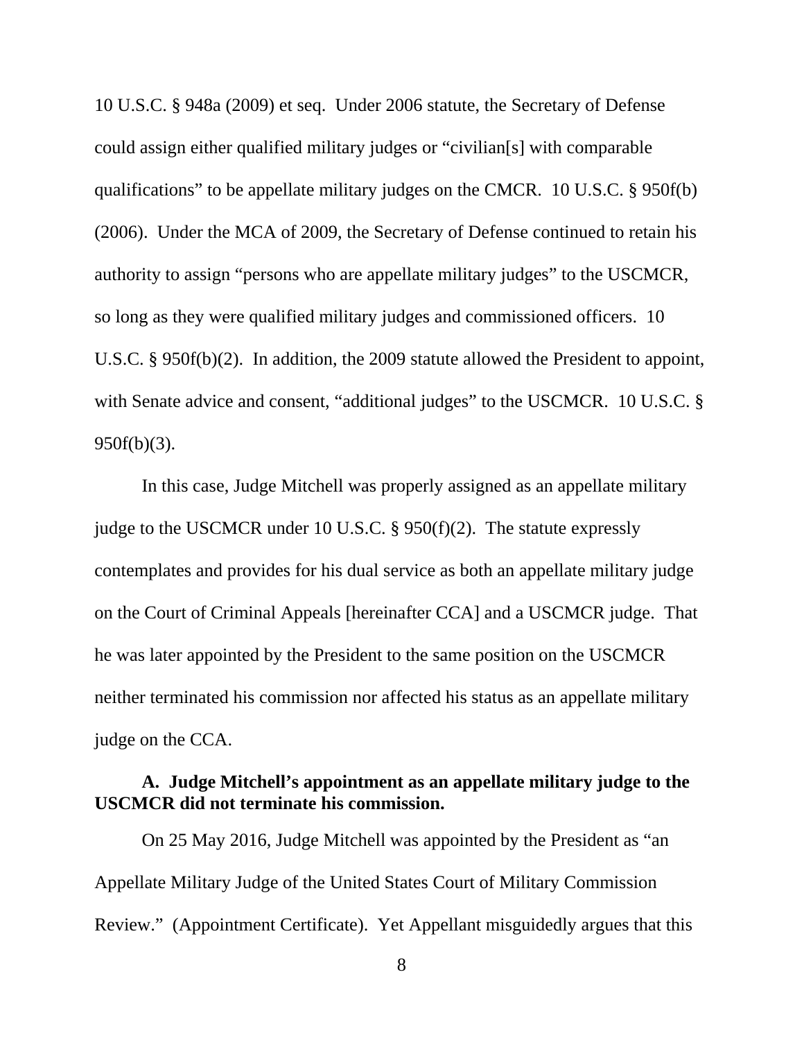10 U.S.C. § 948a (2009) et seq. Under 2006 statute, the Secretary of Defense could assign either qualified military judges or "civilian[s] with comparable qualifications" to be appellate military judges on the CMCR. 10 U.S.C. § 950f(b) (2006). Under the MCA of 2009, the Secretary of Defense continued to retain his authority to assign "persons who are appellate military judges" to the USCMCR, so long as they were qualified military judges and commissioned officers. 10 U.S.C. § 950f(b)(2). In addition, the 2009 statute allowed the President to appoint, with Senate advice and consent, "additional judges" to the USCMCR. 10 U.S.C. § 950f(b)(3).

In this case, Judge Mitchell was properly assigned as an appellate military judge to the USCMCR under 10 U.S.C. § 950(f)(2). The statute expressly contemplates and provides for his dual service as both an appellate military judge on the Court of Criminal Appeals [hereinafter CCA] and a USCMCR judge. That he was later appointed by the President to the same position on the USCMCR neither terminated his commission nor affected his status as an appellate military judge on the CCA.

**A. Judge Mitchell's appointment as an appellate military judge to the USCMCR did not terminate his commission.**

On 25 May 2016, Judge Mitchell was appointed by the President as "an Appellate Military Judge of the United States Court of Military Commission Review." (Appointment Certificate). Yet Appellant misguidedly argues that this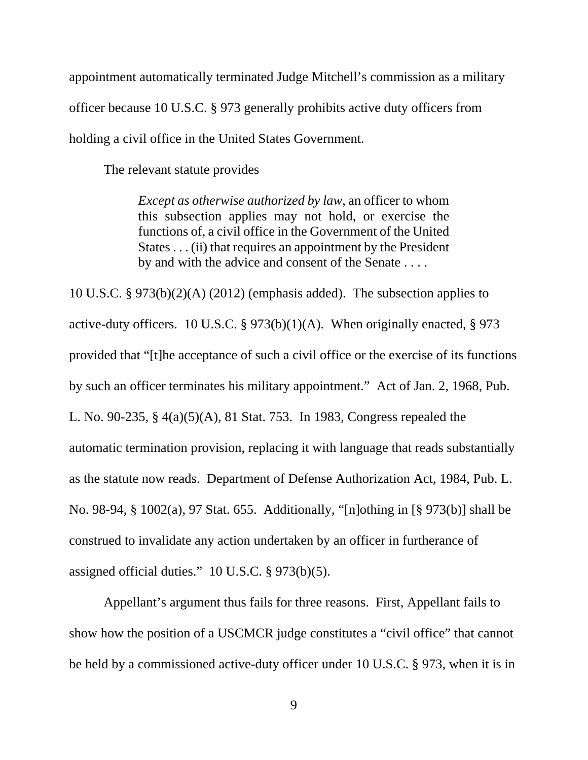appointment automatically terminated Judge Mitchell's commission as a military officer because 10 U.S.C. § 973 generally prohibits active duty officers from holding a civil office in the United States Government.

The relevant statute provides

> *Except as otherwise authorized by law*, an officer to whom this subsection applies may not hold, or exercise the functions of, a civil office in the Government of the United States . . . (ii) that requires an appointment by the President by and with the advice and consent of the Senate . . . .

10 U.S.C. § 973(b)(2)(A) (2012) (emphasis added). The subsection applies to active-duty officers. 10 U.S.C. § 973(b)(1)(A). When originally enacted, § 973 provided that "[t]he acceptance of such a civil office or the exercise of its functions by such an officer terminates his military appointment." Act of Jan. 2, 1968, Pub. L. No. 90-235, § 4(a)(5)(A), 81 Stat. 753. In 1983, Congress repealed the automatic termination provision, replacing it with language that reads substantially as the statute now reads. Department of Defense Authorization Act, 1984, Pub. L. No. 98-94, § 1002(a), 97 Stat. 655. Additionally, "[n]othing in [§ 973(b)] shall be construed to invalidate any action undertaken by an officer in furtherance of assigned official duties." 10 U.S.C. § 973(b)(5).

Appellant's argument thus fails for three reasons. First, Appellant fails to show how the position of a USCMCR judge constitutes a "civil office" that cannot be held by a commissioned active-duty officer under 10 U.S.C. § 973, when it is in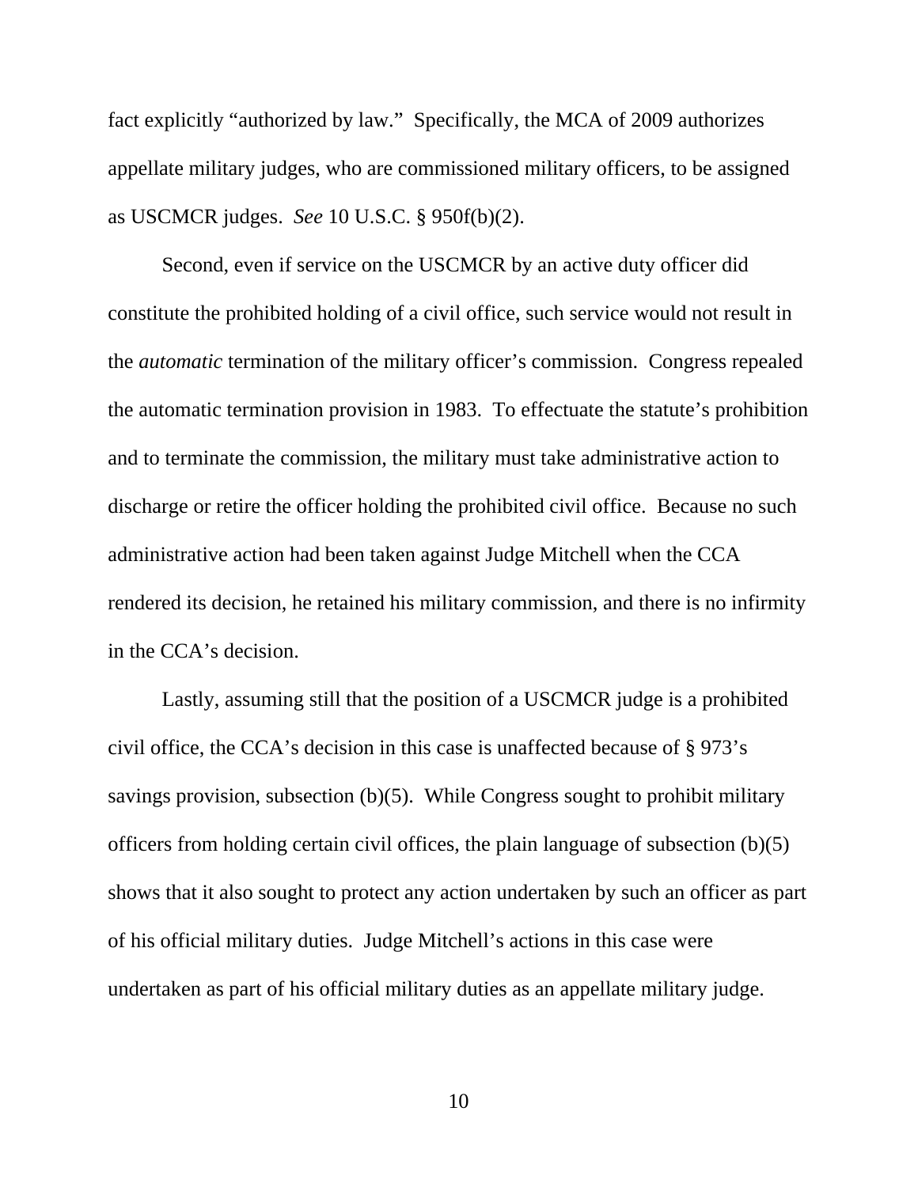fact explicitly "authorized by law." Specifically, the MCA of 2009 authorizes appellate military judges, who are commissioned military officers, to be assigned as USCMCR judges. *See* 10 U.S.C. § 950f(b)(2).

Second, even if service on the USCMCR by an active duty officer did constitute the prohibited holding of a civil office, such service would not result in the *automatic* termination of the military officer's commission. Congress repealed the automatic termination provision in 1983. To effectuate the statute's prohibition and to terminate the commission, the military must take administrative action to discharge or retire the officer holding the prohibited civil office. Because no such administrative action had been taken against Judge Mitchell when the CCA rendered its decision, he retained his military commission, and there is no infirmity in the CCA's decision.

Lastly, assuming still that the position of a USCMCR judge is a prohibited civil office, the CCA's decision in this case is unaffected because of § 973's savings provision, subsection (b)(5). While Congress sought to prohibit military officers from holding certain civil offices, the plain language of subsection (b)(5) shows that it also sought to protect any action undertaken by such an officer as part of his official military duties. Judge Mitchell's actions in this case were undertaken as part of his official military duties as an appellate military judge.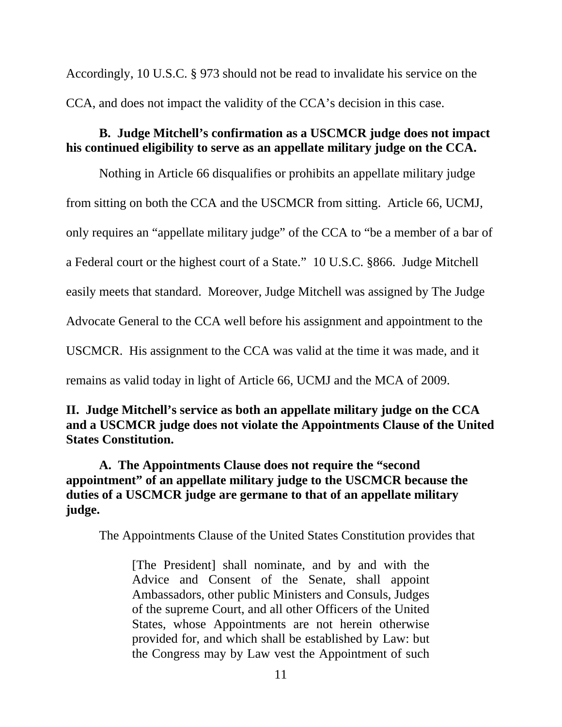Accordingly, 10 U.S.C. § 973 should not be read to invalidate his service on the CCA, and does not impact the validity of the CCA's decision in this case.

**B. Judge Mitchell's confirmation as a USCMCR judge does not impact his continued eligibility to serve as an appellate military judge on the CCA.**

Nothing in Article 66 disqualifies or prohibits an appellate military judge from sitting on both the CCA and the USCMCR from sitting. Article 66, UCMJ, only requires an "appellate military judge" of the CCA to "be a member of a bar of a Federal court or the highest court of a State." 10 U.S.C. §866. Judge Mitchell easily meets that standard. Moreover, Judge Mitchell was assigned by The Judge Advocate General to the CCA well before his assignment and appointment to the USCMCR. His assignment to the CCA was valid at the time it was made, and it remains as valid today in light of Article 66, UCMJ and the MCA of 2009.

## II. Judge Mitchell's service as both an appellate military judge on the CCA and a USCMCR judge does not violate the Appointments Clause of the United States Constitution.

**A. The Appointments Clause does not require the "second appointment" of an appellate military judge to the USCMCR because the duties of a USCMCR judge are germane to that of an appellate military judge.**

The Appointments Clause of the United States Constitution provides that

> [The President] shall nominate, and by and with the Advice and Consent of the Senate, shall appoint Ambassadors, other public Ministers and Consuls, Judges of the supreme Court, and all other Officers of the United States, whose Appointments are not herein otherwise provided for, and which shall be established by Law: but the Congress may by Law vest the Appointment of such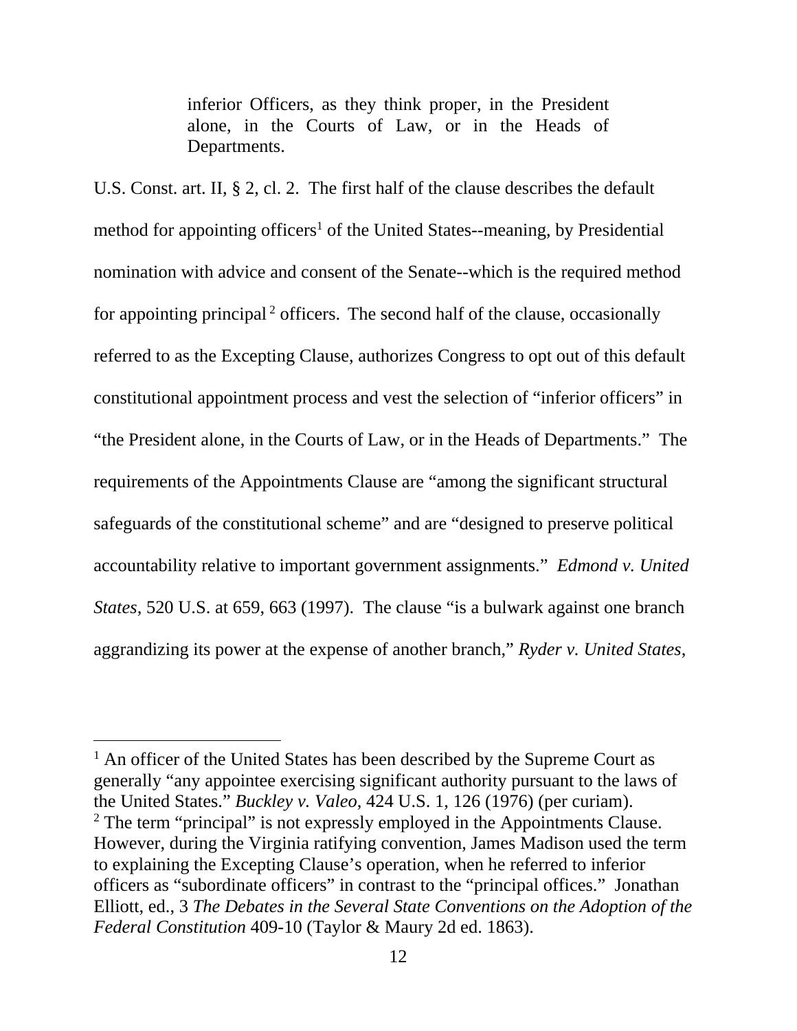> inferior Officers, as they think proper, in the President alone, in the Courts of Law, or in the Heads of Departments.

U.S. Const. art. II, § 2, cl. 2. The first half of the clause describes the default method for appointing officers[1] of the United States--meaning, by Presidential nomination with advice and consent of the Senate--which is the required method for appointing principal[2] officers. The second half of the clause, occasionally referred to as the Excepting Clause, authorizes Congress to opt out of this default constitutional appointment process and vest the selection of "inferior officers" in "the President alone, in the Courts of Law, or in the Heads of Departments." The requirements of the Appointments Clause are "among the significant structural safeguards of the constitutional scheme" and are "designed to preserve political accountability relative to important government assignments." *Edmond v. United States*, 520 U.S. at 659, 663 (1997). The clause "is a bulwark against one branch aggrandizing its power at the expense of another branch," *Ryder v. United States*,

---

[1] An officer of the United States has been described by the Supreme Court as generally "any appointee exercising significant authority pursuant to the laws of the United States." *Buckley v. Valeo*, 424 U.S. 1, 126 (1976) (per curiam).

[2] The term "principal" is not expressly employed in the Appointments Clause. However, during the Virginia ratifying convention, James Madison used the term to explaining the Excepting Clause's operation, when he referred to inferior officers as "subordinate officers" in contrast to the "principal offices." Jonathan Elliott, ed., 3 *The Debates in the Several State Conventions on the Adoption of the Federal Constitution* 409-10 (Taylor & Maury 2d ed. 1863).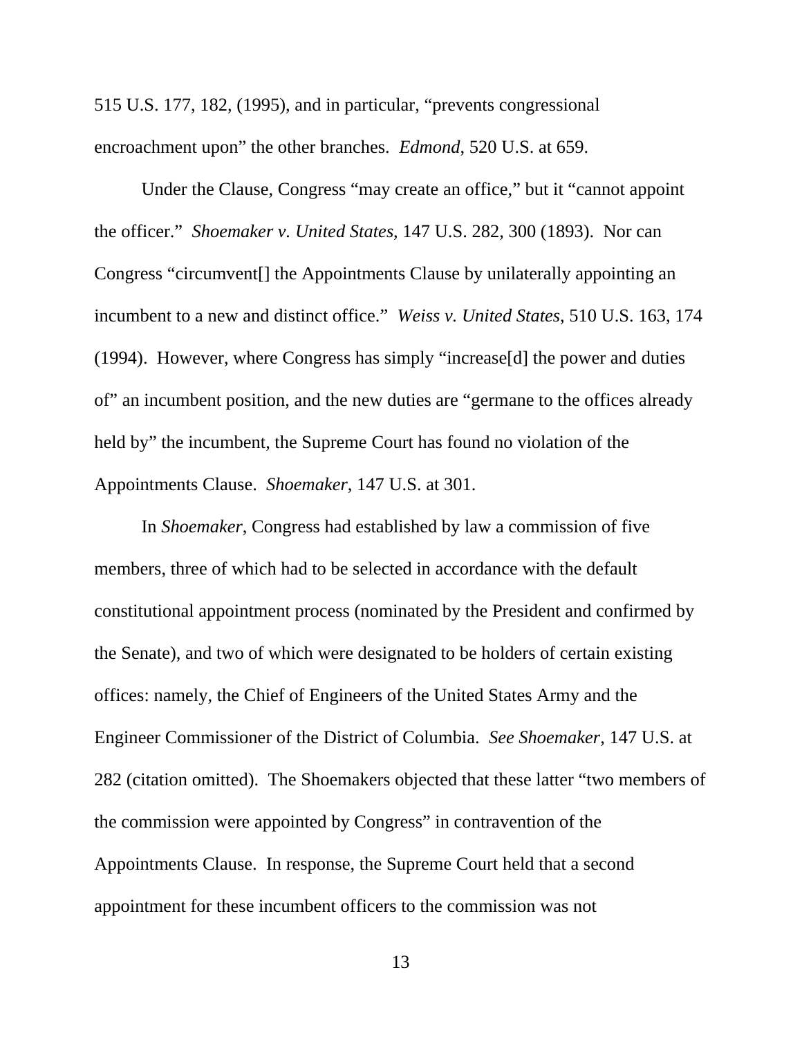515 U.S. 177, 182, (1995), and in particular, "prevents congressional encroachment upon" the other branches. *Edmond*, 520 U.S. at 659.

Under the Clause, Congress "may create an office," but it "cannot appoint the officer." *Shoemaker v. United States*, 147 U.S. 282, 300 (1893). Nor can Congress "circumvent[] the Appointments Clause by unilaterally appointing an incumbent to a new and distinct office." *Weiss v. United States*, 510 U.S. 163, 174 (1994). However, where Congress has simply "increase[d] the power and duties of" an incumbent position, and the new duties are "germane to the offices already held by" the incumbent, the Supreme Court has found no violation of the Appointments Clause. *Shoemaker*, 147 U.S. at 301.

In *Shoemaker*, Congress had established by law a commission of five members, three of which had to be selected in accordance with the default constitutional appointment process (nominated by the President and confirmed by the Senate), and two of which were designated to be holders of certain existing offices: namely, the Chief of Engineers of the United States Army and the Engineer Commissioner of the District of Columbia. *See Shoemaker*, 147 U.S. at 282 (citation omitted). The Shoemakers objected that these latter "two members of the commission were appointed by Congress" in contravention of the Appointments Clause. In response, the Supreme Court held that a second appointment for these incumbent officers to the commission was not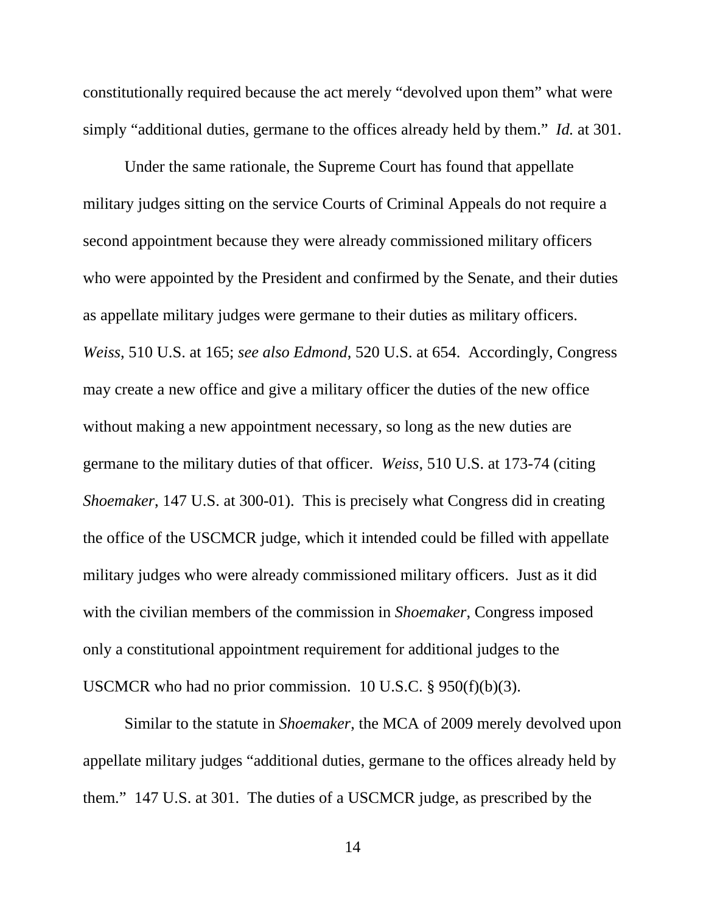constitutionally required because the act merely "devolved upon them" what were simply "additional duties, germane to the offices already held by them." *Id.* at 301.

Under the same rationale, the Supreme Court has found that appellate military judges sitting on the service Courts of Criminal Appeals do not require a second appointment because they were already commissioned military officers who were appointed by the President and confirmed by the Senate, and their duties as appellate military judges were germane to their duties as military officers. *Weiss*, 510 U.S. at 165; *see also Edmond*, 520 U.S. at 654. Accordingly, Congress may create a new office and give a military officer the duties of the new office without making a new appointment necessary, so long as the new duties are germane to the military duties of that officer. *Weiss*, 510 U.S. at 173-74 (citing *Shoemaker*, 147 U.S. at 300-01). This is precisely what Congress did in creating the office of the USCMCR judge, which it intended could be filled with appellate military judges who were already commissioned military officers. Just as it did with the civilian members of the commission in *Shoemaker*, Congress imposed only a constitutional appointment requirement for additional judges to the USCMCR who had no prior commission. 10 U.S.C. § 950(f)(b)(3).

Similar to the statute in *Shoemaker*, the MCA of 2009 merely devolved upon appellate military judges "additional duties, germane to the offices already held by them." 147 U.S. at 301. The duties of a USCMCR judge, as prescribed by the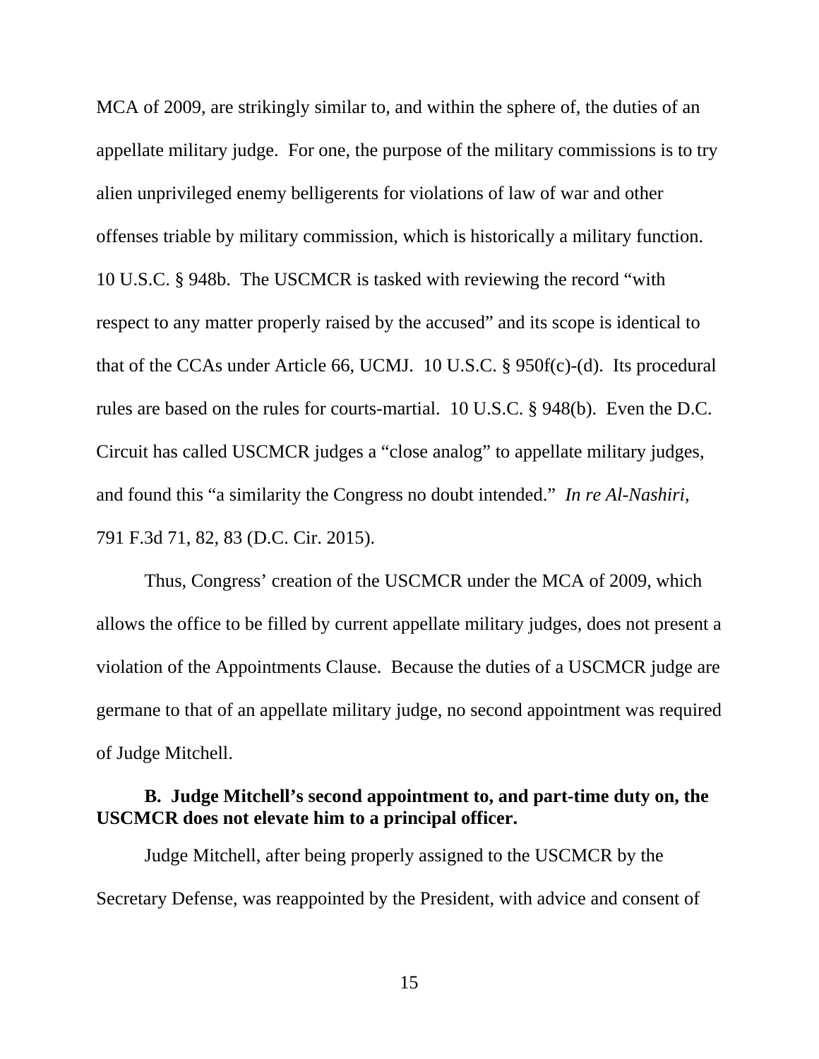MCA of 2009, are strikingly similar to, and within the sphere of, the duties of an appellate military judge. For one, the purpose of the military commissions is to try alien unprivileged enemy belligerents for violations of law of war and other offenses triable by military commission, which is historically a military function. 10 U.S.C. § 948b. The USCMCR is tasked with reviewing the record "with respect to any matter properly raised by the accused" and its scope is identical to that of the CCAs under Article 66, UCMJ. 10 U.S.C. § 950f(c)-(d). Its procedural rules are based on the rules for courts-martial. 10 U.S.C. § 948(b). Even the D.C. Circuit has called USCMCR judges a "close analog" to appellate military judges, and found this "a similarity the Congress no doubt intended." *In re Al-Nashiri*, 791 F.3d 71, 82, 83 (D.C. Cir. 2015).

Thus, Congress' creation of the USCMCR under the MCA of 2009, which allows the office to be filled by current appellate military judges, does not present a violation of the Appointments Clause. Because the duties of a USCMCR judge are germane to that of an appellate military judge, no second appointment was required of Judge Mitchell.

**B. Judge Mitchell's second appointment to, and part-time duty on, the USCMCR does not elevate him to a principal officer.**

Judge Mitchell, after being properly assigned to the USCMCR by the Secretary Defense, was reappointed by the President, with advice and consent of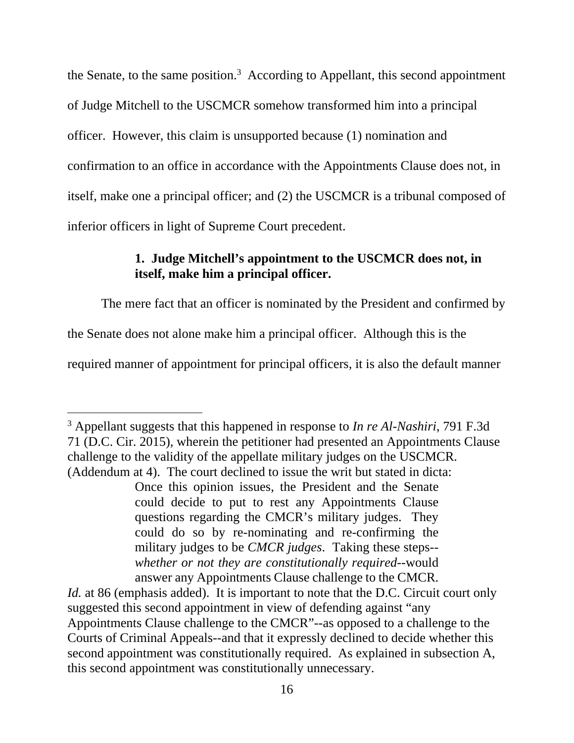the Senate, to the same position.[3] According to Appellant, this second appointment of Judge Mitchell to the USCMCR somehow transformed him into a principal officer. However, this claim is unsupported because (1) nomination and confirmation to an office in accordance with the Appointments Clause does not, in itself, make one a principal officer; and (2) the USCMCR is a tribunal composed of inferior officers in light of Supreme Court precedent.

**1. Judge Mitchell's appointment to the USCMCR does not, in itself, make him a principal officer.**

The mere fact that an officer is nominated by the President and confirmed by the Senate does not alone make him a principal officer. Although this is the required manner of appointment for principal officers, it is also the default manner

---

[3] Appellant suggests that this happened in response to *In re Al-Nashiri*, 791 F.3d 71 (D.C. Cir. 2015), wherein the petitioner had presented an Appointments Clause challenge to the validity of the appellate military judges on the USCMCR. (Addendum at 4). The court declined to issue the writ but stated in dicta:

> Once this opinion issues, the President and the Senate could decide to put to rest any Appointments Clause questions regarding the CMCR's military judges. They could do so by re-nominating and re-confirming the military judges to be *CMCR judges*. Taking these steps--*whether or not they are constitutionally required*--would answer any Appointments Clause challenge to the CMCR.

*Id.* at 86 (emphasis added). It is important to note that the D.C. Circuit court only suggested this second appointment in view of defending against "any Appointments Clause challenge to the CMCR"--as opposed to a challenge to the Courts of Criminal Appeals--and that it expressly declined to decide whether this second appointment was constitutionally required. As explained in subsection A, this second appointment was constitutionally unnecessary.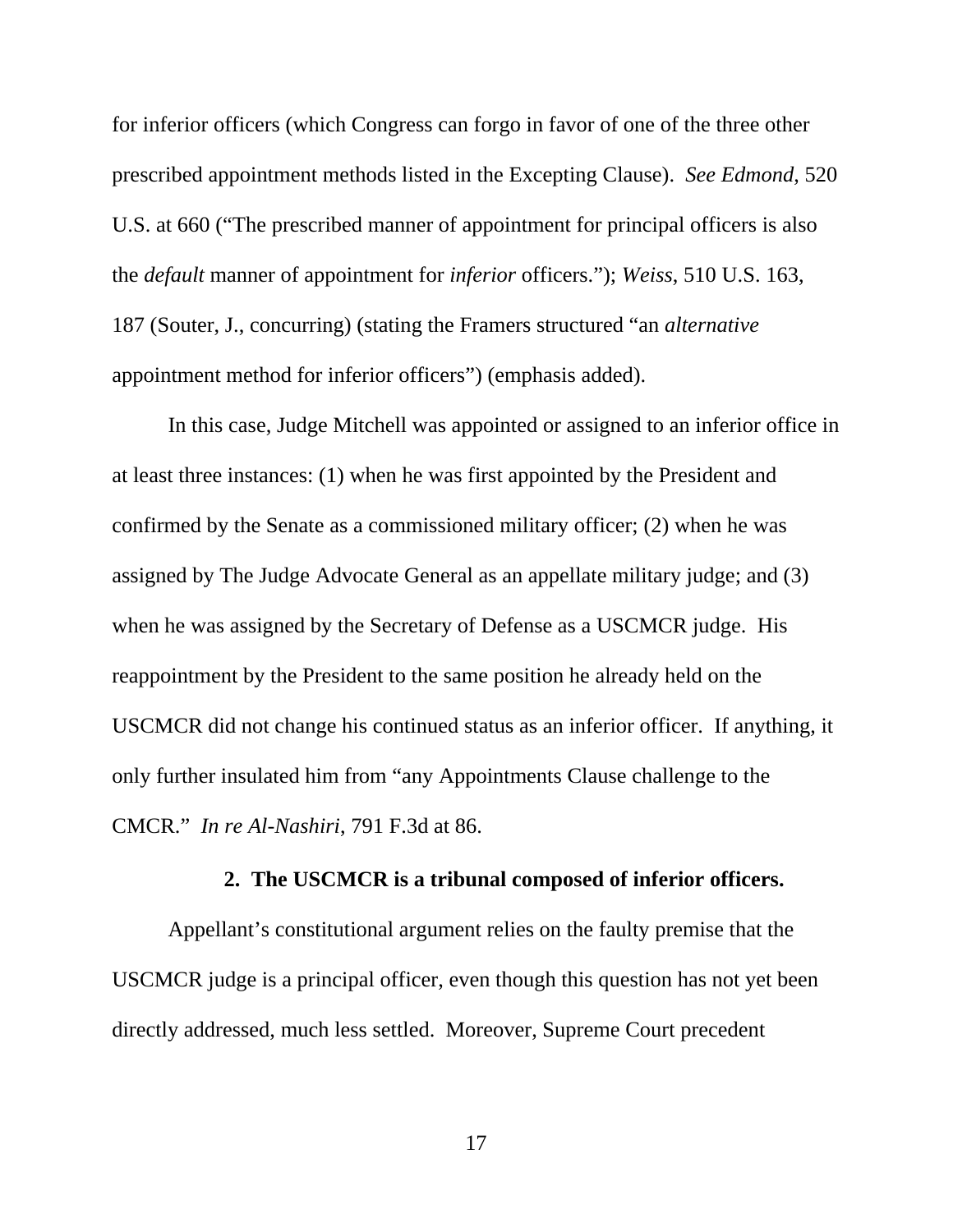for inferior officers (which Congress can forgo in favor of one of the three other prescribed appointment methods listed in the Excepting Clause). *See Edmond*, 520 U.S. at 660 ("The prescribed manner of appointment for principal officers is also the *default* manner of appointment for *inferior* officers."); *Weiss*, 510 U.S. 163, 187 (Souter, J., concurring) (stating the Framers structured "an *alternative* appointment method for inferior officers") (emphasis added).

In this case, Judge Mitchell was appointed or assigned to an inferior office in at least three instances: (1) when he was first appointed by the President and confirmed by the Senate as a commissioned military officer; (2) when he was assigned by The Judge Advocate General as an appellate military judge; and (3) when he was assigned by the Secretary of Defense as a USCMCR judge. His reappointment by the President to the same position he already held on the USCMCR did not change his continued status as an inferior officer. If anything, it only further insulated him from "any Appointments Clause challenge to the CMCR." *In re Al-Nashiri*, 791 F.3d at 86.

**2. The USCMCR is a tribunal composed of inferior officers.**

Appellant's constitutional argument relies on the faulty premise that the USCMCR judge is a principal officer, even though this question has not yet been directly addressed, much less settled. Moreover, Supreme Court precedent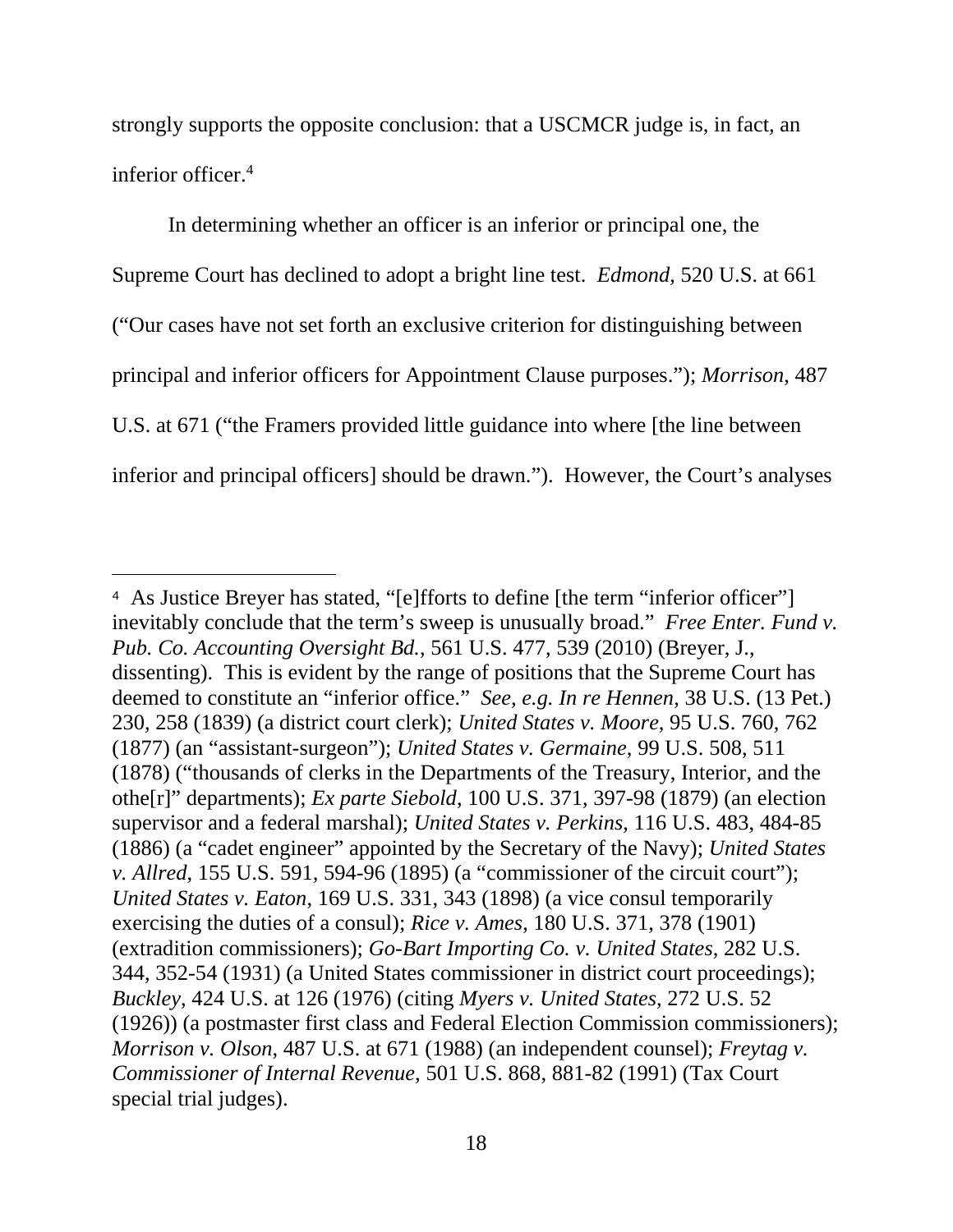strongly supports the opposite conclusion: that a USCMCR judge is, in fact, an inferior officer.[4]

In determining whether an officer is an inferior or principal one, the Supreme Court has declined to adopt a bright line test. *Edmond*, 520 U.S. at 661 ("Our cases have not set forth an exclusive criterion for distinguishing between principal and inferior officers for Appointment Clause purposes."); *Morrison*, 487 U.S. at 671 ("the Framers provided little guidance into where [the line between inferior and principal officers] should be drawn."). However, the Court's analyses

---

[4] As Justice Breyer has stated, "[e]fforts to define [the term "inferior officer"] inevitably conclude that the term's sweep is unusually broad." *Free Enter. Fund v. Pub. Co. Accounting Oversight Bd.*, 561 U.S. 477, 539 (2010) (Breyer, J., dissenting). This is evident by the range of positions that the Supreme Court has deemed to constitute an "inferior office." *See, e.g. In re Hennen*, 38 U.S. (13 Pet.) 230, 258 (1839) (a district court clerk); *United States v. Moore*, 95 U.S. 760, 762 (1877) (an "assistant-surgeon"); *United States v. Germaine*, 99 U.S. 508, 511 (1878) ("thousands of clerks in the Departments of the Treasury, Interior, and the othe[r]" departments); *Ex parte Siebold*, 100 U.S. 371, 397-98 (1879) (an election supervisor and a federal marshal); *United States v. Perkins*, 116 U.S. 483, 484-85 (1886) (a "cadet engineer" appointed by the Secretary of the Navy); *United States v. Allred*, 155 U.S. 591, 594-96 (1895) (a "commissioner of the circuit court"); *United States v. Eaton*, 169 U.S. 331, 343 (1898) (a vice consul temporarily exercising the duties of a consul); *Rice v. Ames*, 180 U.S. 371, 378 (1901) (extradition commissioners); *Go-Bart Importing Co. v. United States*, 282 U.S. 344, 352-54 (1931) (a United States commissioner in district court proceedings); *Buckley*, 424 U.S. at 126 (1976) (citing *Myers v. United States*, 272 U.S. 52 (1926)) (a postmaster first class and Federal Election Commission commissioners); *Morrison v. Olson*, 487 U.S. at 671 (1988) (an independent counsel); *Freytag v. Commissioner of Internal Revenue*, 501 U.S. 868, 881-82 (1991) (Tax Court special trial judges).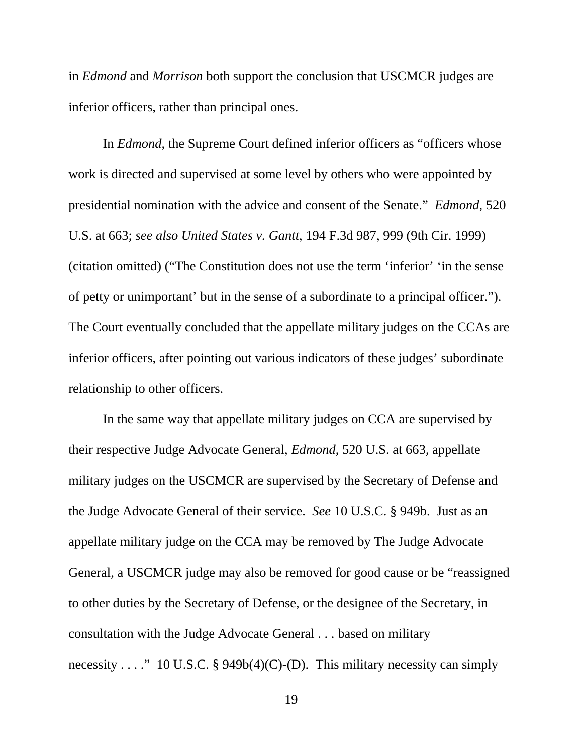in *Edmond* and *Morrison* both support the conclusion that USCMCR judges are inferior officers, rather than principal ones.

In *Edmond*, the Supreme Court defined inferior officers as "officers whose work is directed and supervised at some level by others who were appointed by presidential nomination with the advice and consent of the Senate." *Edmond*, 520 U.S. at 663; *see also United States v. Gantt*, 194 F.3d 987, 999 (9th Cir. 1999) (citation omitted) ("The Constitution does not use the term 'inferior' 'in the sense of petty or unimportant' but in the sense of a subordinate to a principal officer."). The Court eventually concluded that the appellate military judges on the CCAs are inferior officers, after pointing out various indicators of these judges' subordinate relationship to other officers.

In the same way that appellate military judges on CCA are supervised by their respective Judge Advocate General, *Edmond*, 520 U.S. at 663, appellate military judges on the USCMCR are supervised by the Secretary of Defense and the Judge Advocate General of their service. *See* 10 U.S.C. § 949b. Just as an appellate military judge on the CCA may be removed by The Judge Advocate General, a USCMCR judge may also be removed for good cause or be "reassigned to other duties by the Secretary of Defense, or the designee of the Secretary, in consultation with the Judge Advocate General . . . based on military necessity . . . ." 10 U.S.C. § 949b(4)(C)-(D). This military necessity can simply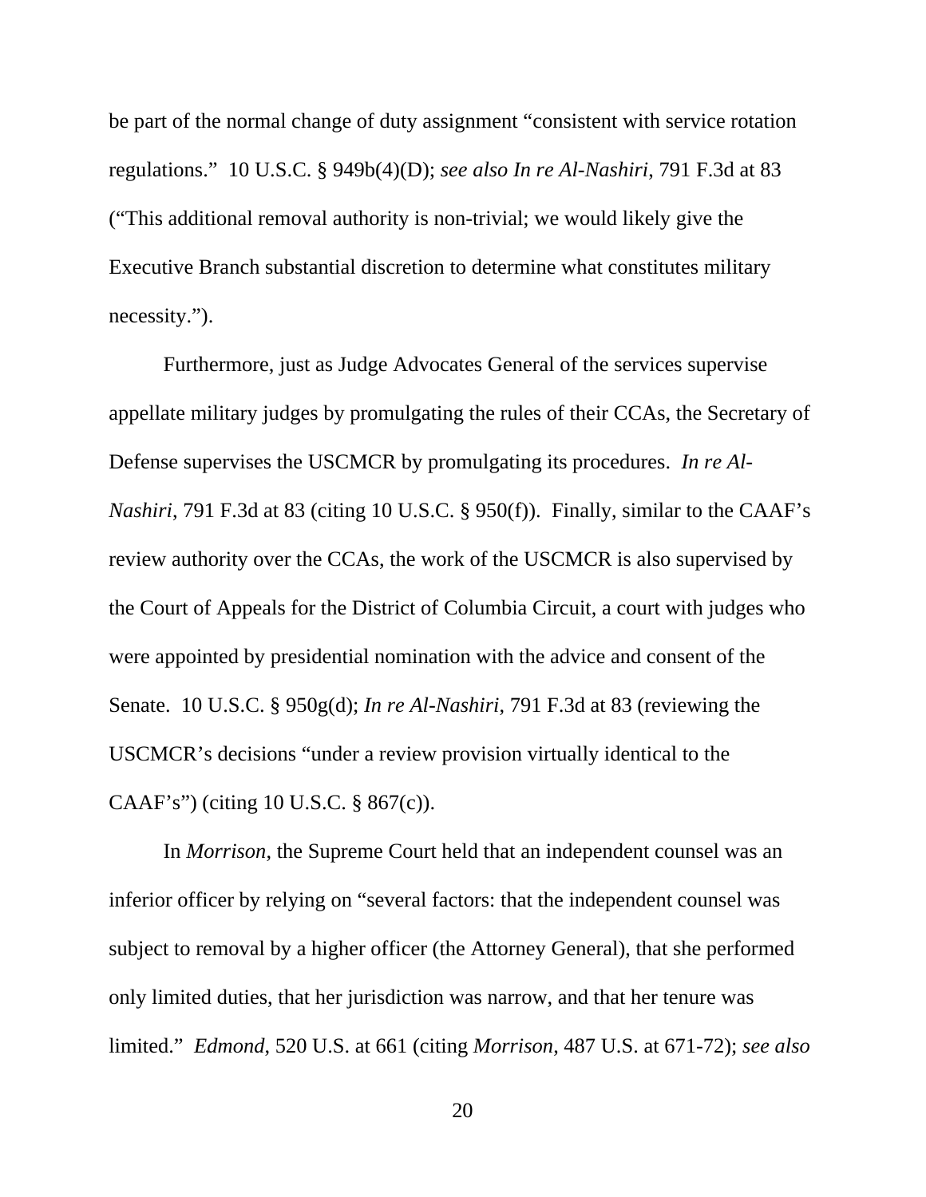be part of the normal change of duty assignment "consistent with service rotation regulations." 10 U.S.C. § 949b(4)(D); *see also In re Al-Nashiri*, 791 F.3d at 83 ("This additional removal authority is non-trivial; we would likely give the Executive Branch substantial discretion to determine what constitutes military necessity.").

Furthermore, just as Judge Advocates General of the services supervise appellate military judges by promulgating the rules of their CCAs, the Secretary of Defense supervises the USCMCR by promulgating its procedures. *In re Al-Nashiri*, 791 F.3d at 83 (citing 10 U.S.C. § 950(f)). Finally, similar to the CAAF's review authority over the CCAs, the work of the USCMCR is also supervised by the Court of Appeals for the District of Columbia Circuit, a court with judges who were appointed by presidential nomination with the advice and consent of the Senate. 10 U.S.C. § 950g(d); *In re Al-Nashiri*, 791 F.3d at 83 (reviewing the USCMCR's decisions "under a review provision virtually identical to the CAAF's") (citing 10 U.S.C. § 867(c)).

In *Morrison*, the Supreme Court held that an independent counsel was an inferior officer by relying on "several factors: that the independent counsel was subject to removal by a higher officer (the Attorney General), that she performed only limited duties, that her jurisdiction was narrow, and that her tenure was limited." *Edmond*, 520 U.S. at 661 (citing *Morrison*, 487 U.S. at 671-72); *see also*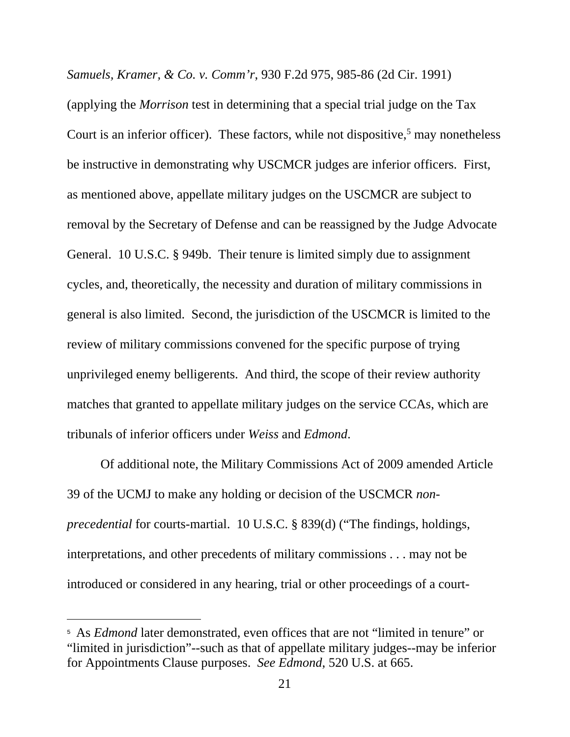*Samuels, Kramer, & Co. v. Comm'r*, 930 F.2d 975, 985-86 (2d Cir. 1991) (applying the *Morrison* test in determining that a special trial judge on the Tax Court is an inferior officer). These factors, while not dispositive,[5] may nonetheless be instructive in demonstrating why USCMCR judges are inferior officers. First, as mentioned above, appellate military judges on the USCMCR are subject to removal by the Secretary of Defense and can be reassigned by the Judge Advocate General. 10 U.S.C. § 949b. Their tenure is limited simply due to assignment cycles, and, theoretically, the necessity and duration of military commissions in general is also limited. Second, the jurisdiction of the USCMCR is limited to the review of military commissions convened for the specific purpose of trying unprivileged enemy belligerents. And third, the scope of their review authority matches that granted to appellate military judges on the service CCAs, which are tribunals of inferior officers under *Weiss* and *Edmond*.

Of additional note, the Military Commissions Act of 2009 amended Article 39 of the UCMJ to make any holding or decision of the USCMCR *non-precedential* for courts-martial. 10 U.S.C. § 839(d) ("The findings, holdings, interpretations, and other precedents of military commissions . . . may not be introduced or considered in any hearing, trial or other proceedings of a court-

---

[5] As *Edmond* later demonstrated, even offices that are not "limited in tenure" or "limited in jurisdiction"--such as that of appellate military judges--may be inferior for Appointments Clause purposes. *See Edmond*, 520 U.S. at 665.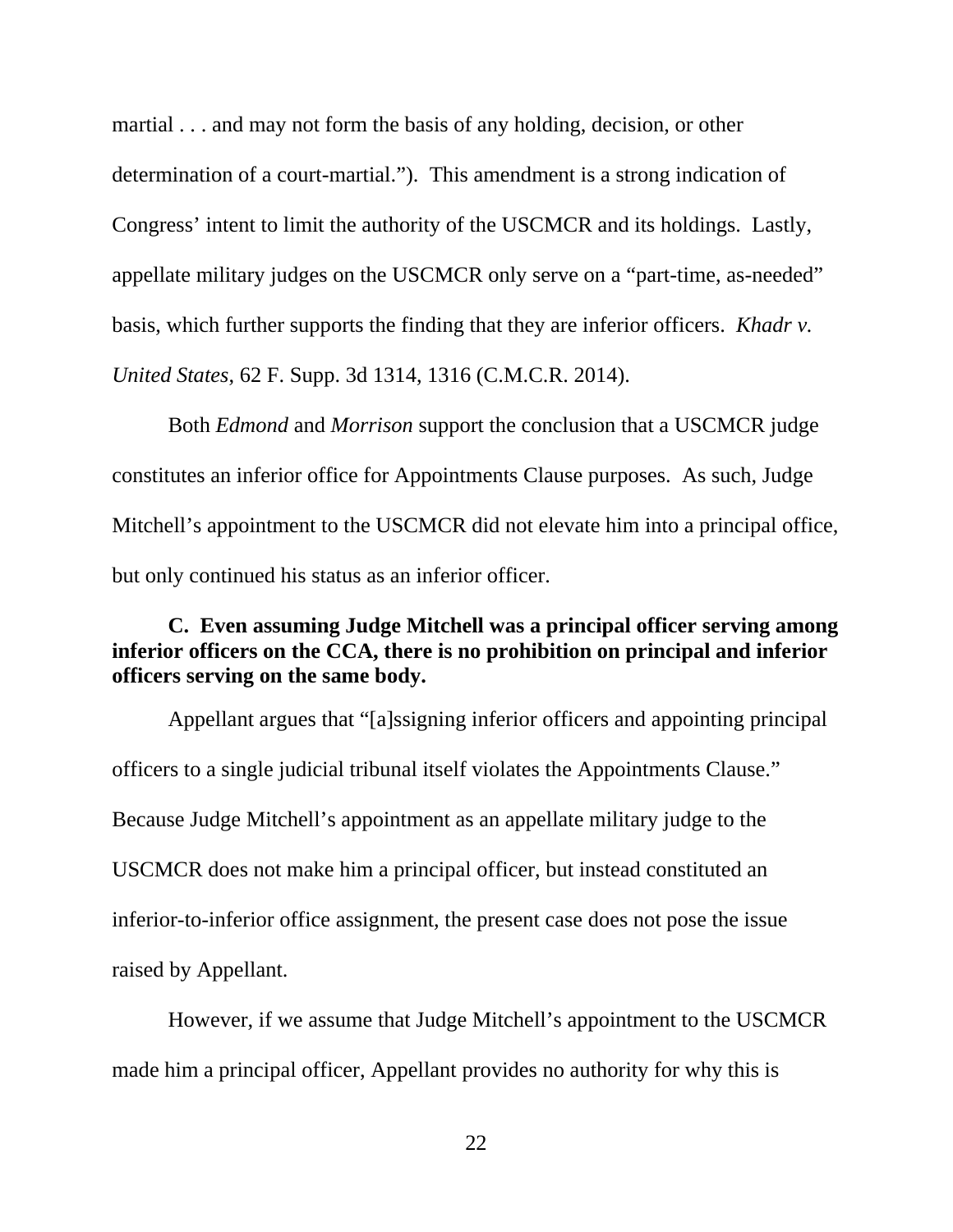martial . . . and may not form the basis of any holding, decision, or other determination of a court-martial."). This amendment is a strong indication of Congress' intent to limit the authority of the USCMCR and its holdings. Lastly, appellate military judges on the USCMCR only serve on a "part-time, as-needed" basis, which further supports the finding that they are inferior officers. *Khadr v. United States*, 62 F. Supp. 3d 1314, 1316 (C.M.C.R. 2014).

Both *Edmond* and *Morrison* support the conclusion that a USCMCR judge constitutes an inferior office for Appointments Clause purposes. As such, Judge Mitchell's appointment to the USCMCR did not elevate him into a principal office, but only continued his status as an inferior officer.

**C. Even assuming Judge Mitchell was a principal officer serving among inferior officers on the CCA, there is no prohibition on principal and inferior officers serving on the same body.**

Appellant argues that "[a]ssigning inferior officers and appointing principal officers to a single judicial tribunal itself violates the Appointments Clause." Because Judge Mitchell's appointment as an appellate military judge to the USCMCR does not make him a principal officer, but instead constituted an inferior-to-inferior office assignment, the present case does not pose the issue raised by Appellant.

However, if we assume that Judge Mitchell's appointment to the USCMCR made him a principal officer, Appellant provides no authority for why this is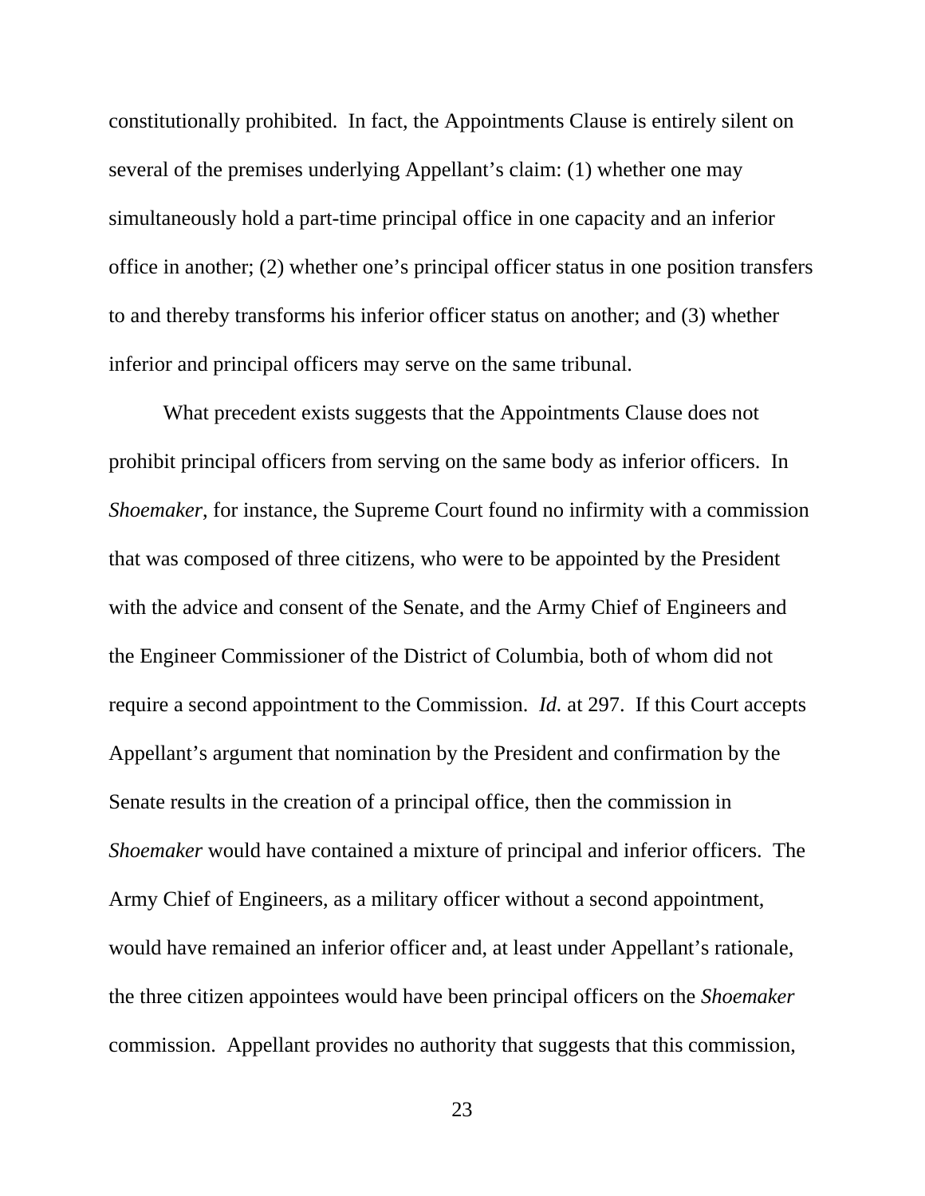constitutionally prohibited. In fact, the Appointments Clause is entirely silent on several of the premises underlying Appellant's claim: (1) whether one may simultaneously hold a part-time principal office in one capacity and an inferior office in another; (2) whether one's principal officer status in one position transfers to and thereby transforms his inferior officer status on another; and (3) whether inferior and principal officers may serve on the same tribunal.

What precedent exists suggests that the Appointments Clause does not prohibit principal officers from serving on the same body as inferior officers. In *Shoemaker*, for instance, the Supreme Court found no infirmity with a commission that was composed of three citizens, who were to be appointed by the President with the advice and consent of the Senate, and the Army Chief of Engineers and the Engineer Commissioner of the District of Columbia, both of whom did not require a second appointment to the Commission. *Id.* at 297. If this Court accepts Appellant's argument that nomination by the President and confirmation by the Senate results in the creation of a principal office, then the commission in *Shoemaker* would have contained a mixture of principal and inferior officers. The Army Chief of Engineers, as a military officer without a second appointment, would have remained an inferior officer and, at least under Appellant's rationale, the three citizen appointees would have been principal officers on the *Shoemaker* commission. Appellant provides no authority that suggests that this commission,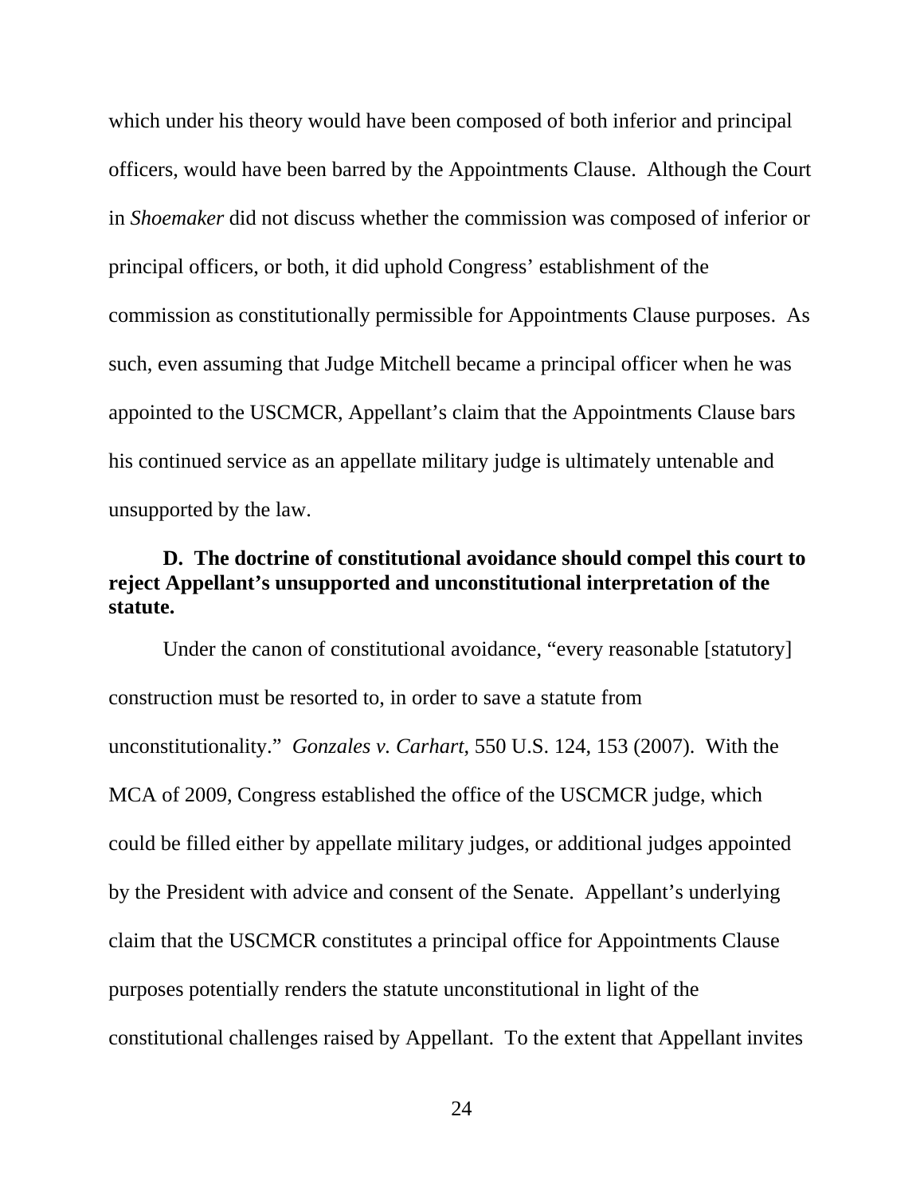which under his theory would have been composed of both inferior and principal officers, would have been barred by the Appointments Clause. Although the Court in *Shoemaker* did not discuss whether the commission was composed of inferior or principal officers, or both, it did uphold Congress' establishment of the commission as constitutionally permissible for Appointments Clause purposes. As such, even assuming that Judge Mitchell became a principal officer when he was appointed to the USCMCR, Appellant's claim that the Appointments Clause bars his continued service as an appellate military judge is ultimately untenable and unsupported by the law.

**D. The doctrine of constitutional avoidance should compel this court to reject Appellant's unsupported and unconstitutional interpretation of the statute.**

Under the canon of constitutional avoidance, "every reasonable [statutory] construction must be resorted to, in order to save a statute from unconstitutionality." *Gonzales v. Carhart*, 550 U.S. 124, 153 (2007). With the MCA of 2009, Congress established the office of the USCMCR judge, which could be filled either by appellate military judges, or additional judges appointed by the President with advice and consent of the Senate. Appellant's underlying claim that the USCMCR constitutes a principal office for Appointments Clause purposes potentially renders the statute unconstitutional in light of the constitutional challenges raised by Appellant. To the extent that Appellant invites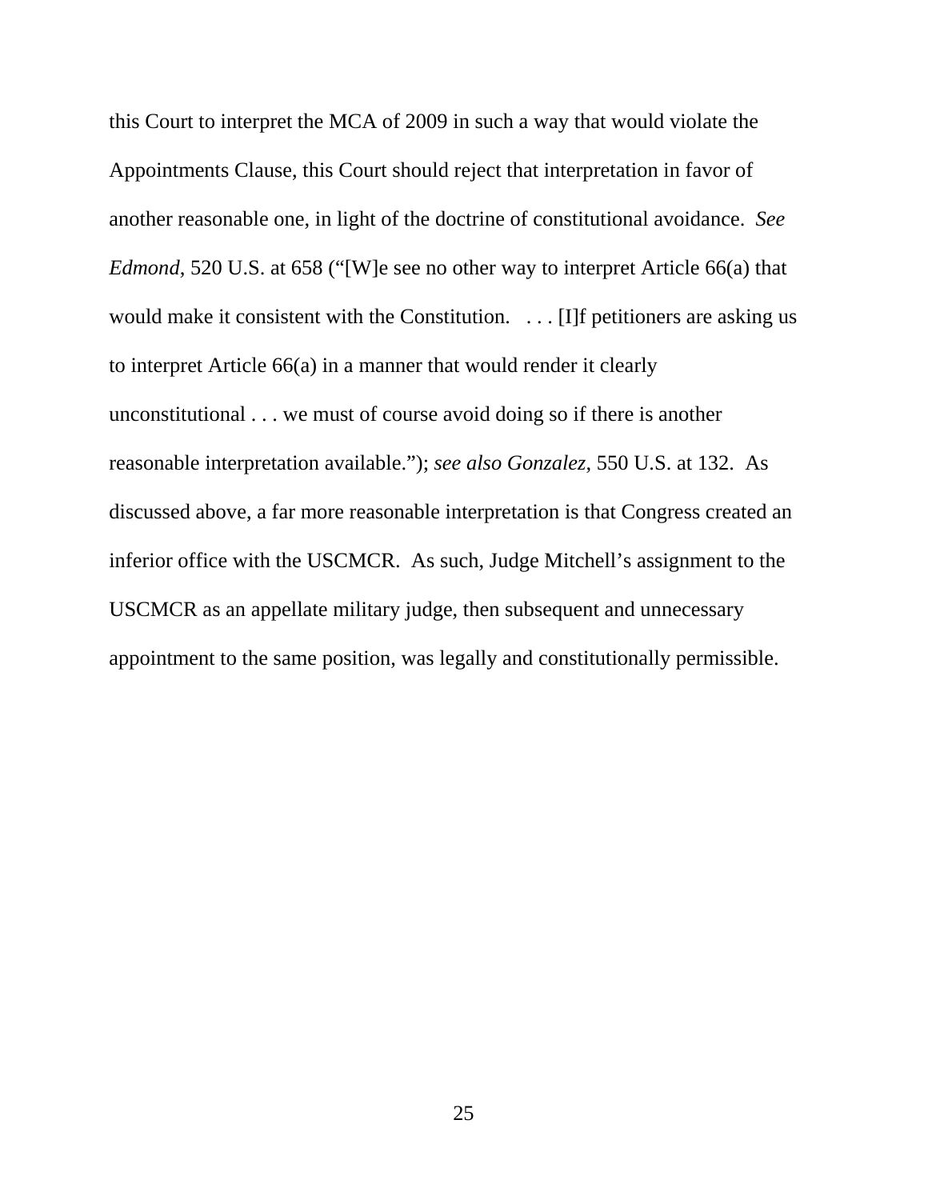this Court to interpret the MCA of 2009 in such a way that would violate the Appointments Clause, this Court should reject that interpretation in favor of another reasonable one, in light of the doctrine of constitutional avoidance. *See Edmond*, 520 U.S. at 658 ("[W]e see no other way to interpret Article 66(a) that would make it consistent with the Constitution. . . . [I]f petitioners are asking us to interpret Article 66(a) in a manner that would render it clearly unconstitutional . . . we must of course avoid doing so if there is another reasonable interpretation available."); *see also Gonzalez*, 550 U.S. at 132. As discussed above, a far more reasonable interpretation is that Congress created an inferior office with the USCMCR. As such, Judge Mitchell's assignment to the USCMCR as an appellate military judge, then subsequent and unnecessary appointment to the same position, was legally and constitutionally permissible.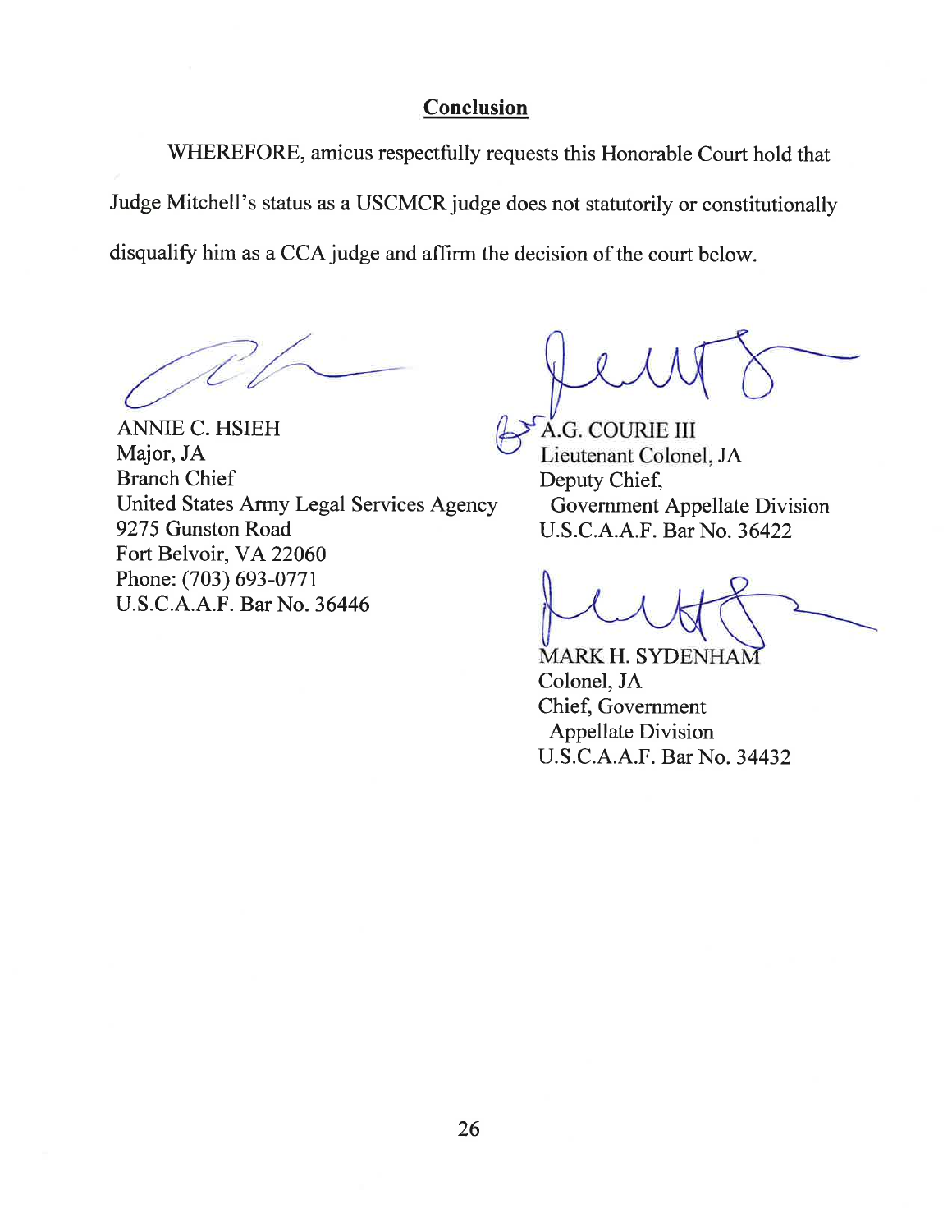## **Conclusion**

WHEREFORE, amicus respectfully requests this Honorable Court hold that Judge Mitchell's status as a USCMCR judge does not statutorily or constitutionally disqualify him as a CCA judge and affirm the decision of the court below.

ANNIE C. HSIEH
Major, JA
Branch Chief
United States Army Legal Services Agency
9275 Gunston Road
Fort Belvoir, VA 22060
Phone: (703) 693-0771
U.S.C.A.A.F. Bar No. 36446

A.G. COURIE III
Lieutenant Colonel, JA
Deputy Chief,
Government Appellate Division
U.S.C.A.A.F. Bar No. 36422

MARK H. SYDENHAM
Colonel, JA
Chief, Government
Appellate Division
U.S.C.A.A.F. Bar No. 34432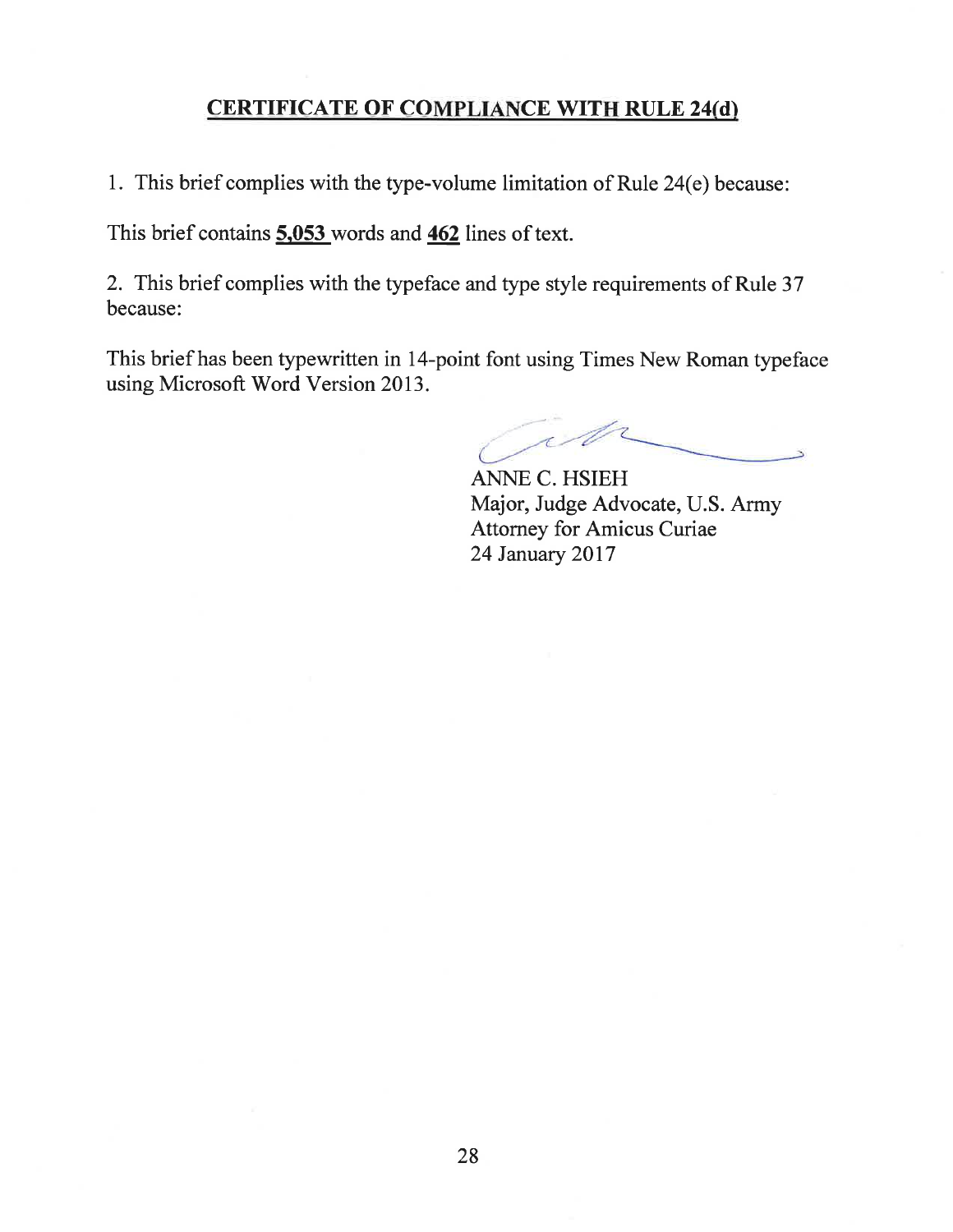## CERTIFICATE OF COMPLIANCE WITH RULE 24(d)

1. This brief complies with the type-volume limitation of Rule 24(e) because:

This brief contains **5,053** words and **462** lines of text.

2. This brief complies with the typeface and type style requirements of Rule 37 because:

This brief has been typewritten in 14-point font using Times New Roman typeface using Microsoft Word Version 2013.

ANNE C. HSIEH
Major, Judge Advocate, U.S. Army
Attorney for Amicus Curiae
24 January 2017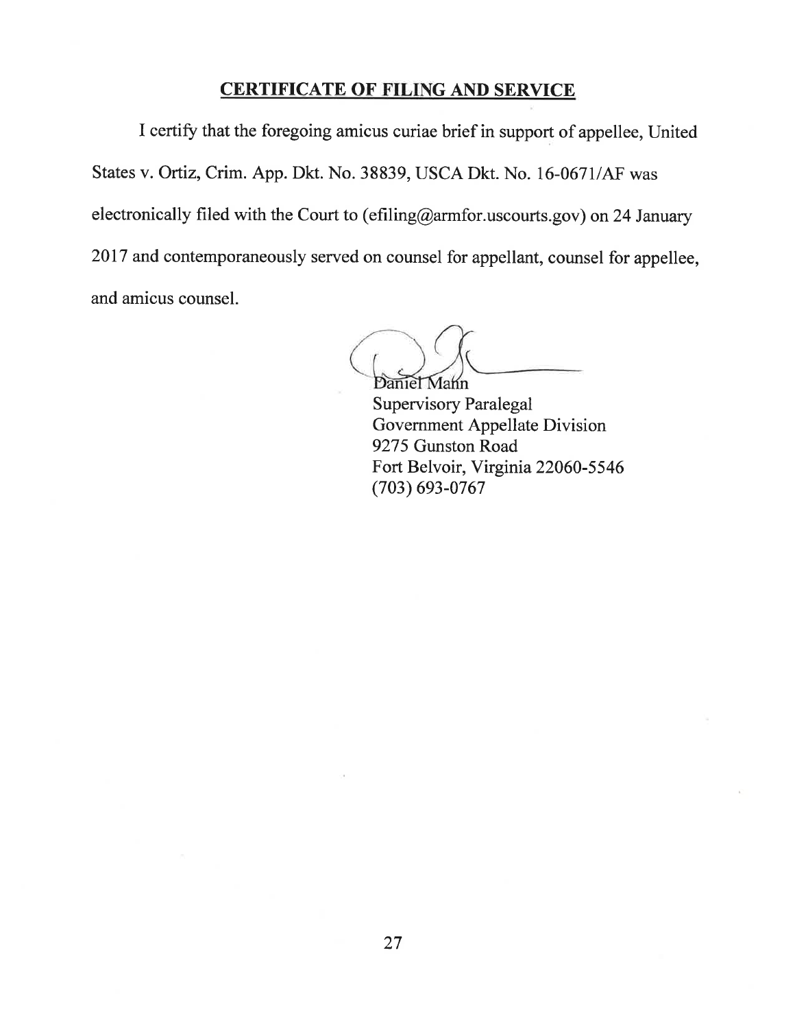## CERTIFICATE OF FILING AND SERVICE

I certify that the foregoing amicus curiae brief in support of appellee, United States v. Ortiz, Crim. App. Dkt. No. 38839, USCA Dkt. No. 16-0671/AF was electronically filed with the Court to (efiling@armfor.uscourts.gov) on 24 January 2017 and contemporaneously served on counsel for appellant, counsel for appellee, and amicus counsel.

Daniel Mann
Supervisory Paralegal
Government Appellate Division
9275 Gunston Road
Fort Belvoir, Virginia 22060-5546
(703) 693-0767